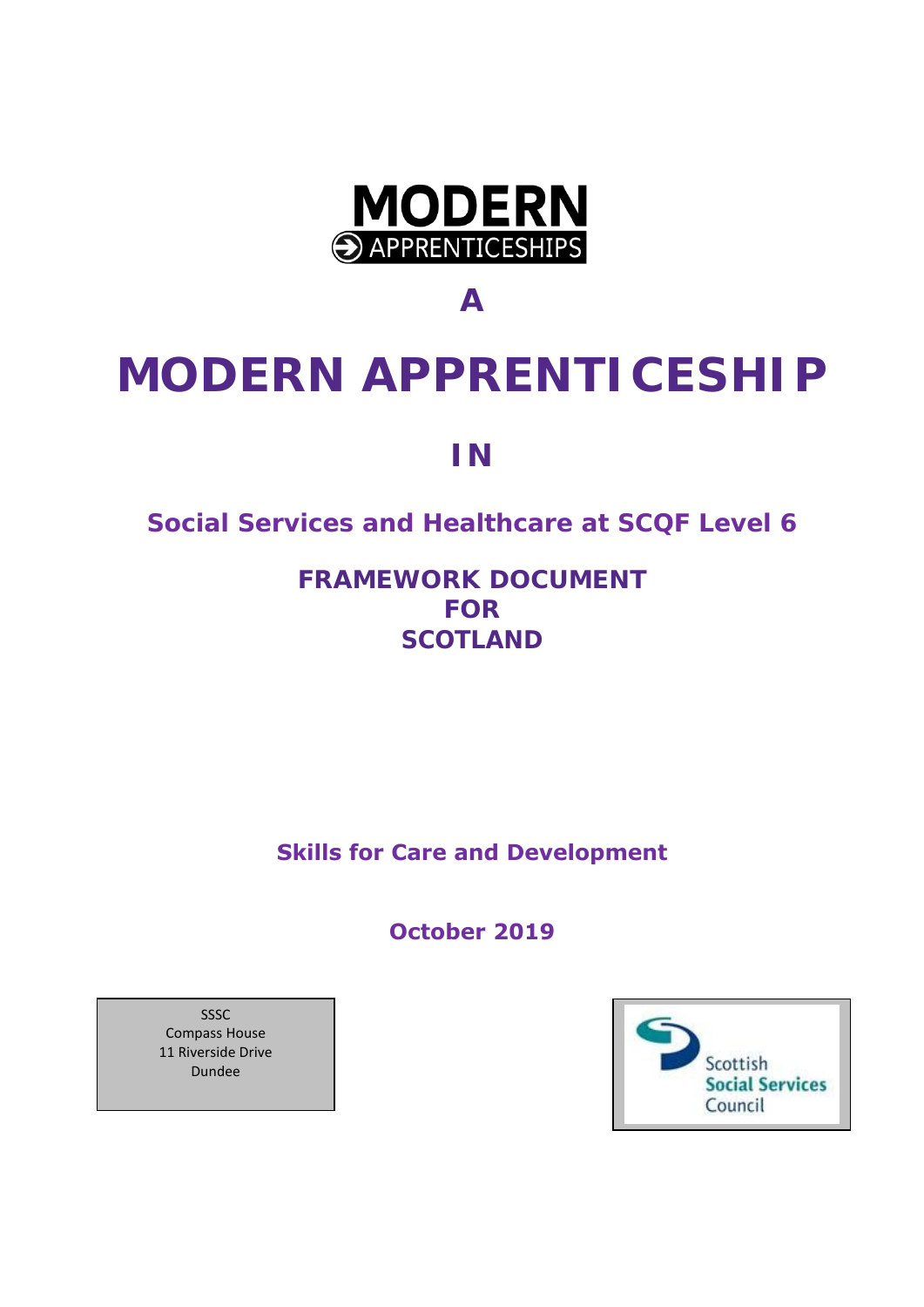**MODERN**
**APPRENTICESHIPS**

# A

# MODERN APPRENTICESHIP

# IN

## Social Services and Healthcare at SCQF Level 6

## FRAMEWORK DOCUMENT FOR SCOTLAND

**Skills for Care and Development**

**October 2019**

SSSC
Compass House
11 Riverside Drive
Dundee

Scottish Social Services Council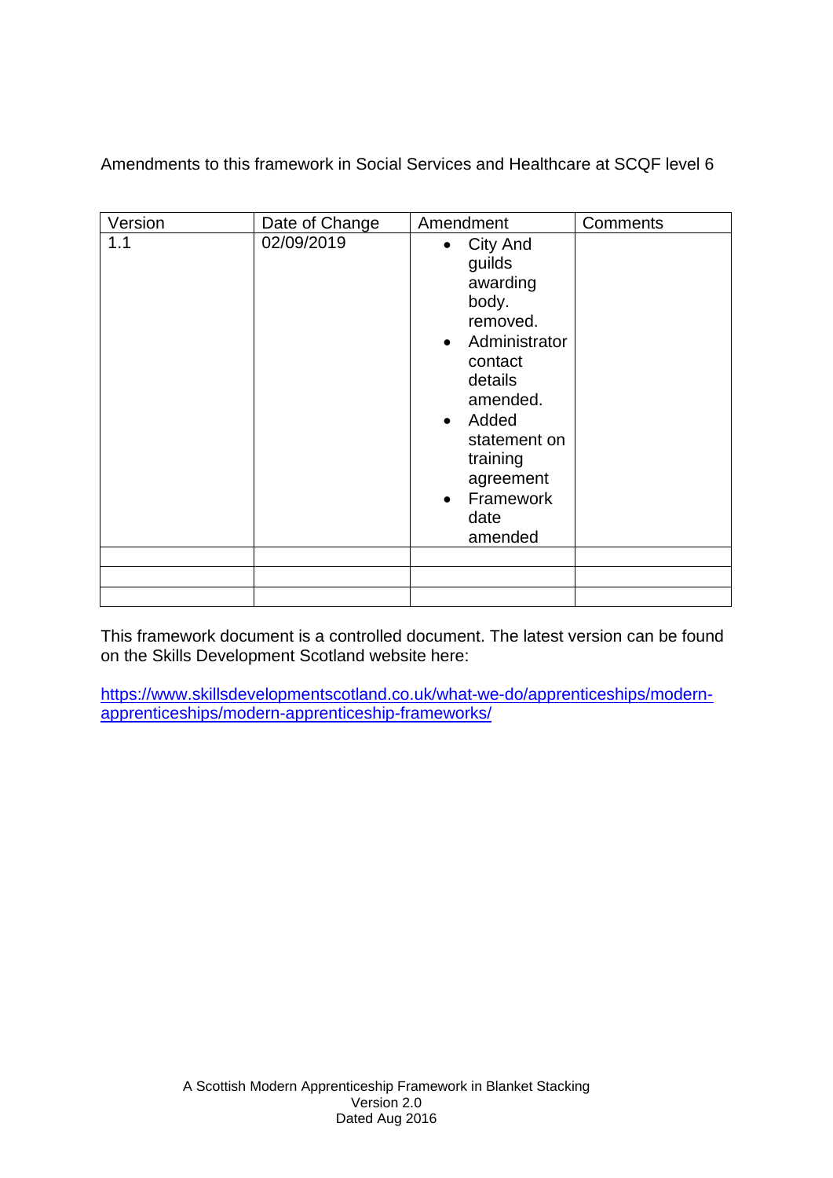Amendments to this framework in Social Services and Healthcare at SCQF level 6

| Version | Date of Change | Amendment | Comments |
|---|---|---|---|
| 1.1 | 02/09/2019 | • City And guilds awarding body. removed.<br>• Administrator contact details amended.<br>• Added statement on training agreement<br>• Framework date amended | |
| | | | |
| | | | |
| | | | |

This framework document is a controlled document. The latest version can be found on the Skills Development Scotland website here:

https://www.skillsdevelopmentscotland.co.uk/what-we-do/apprenticeships/modern-apprenticeships/modern-apprenticeship-frameworks/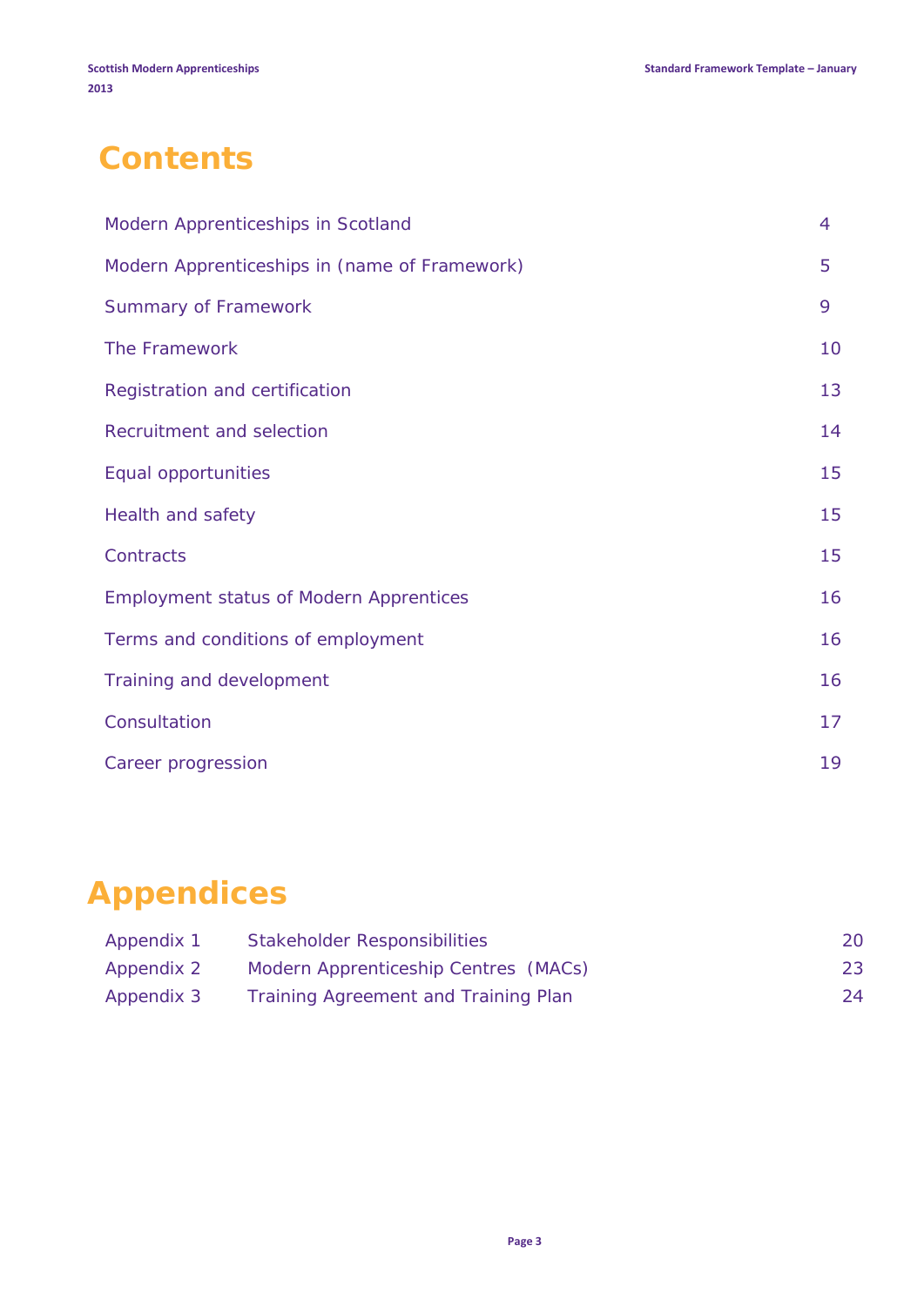# Contents

| | |
|---|---|
| Modern Apprenticeships in Scotland | 4 |
| Modern Apprenticeships in (name of Framework) | 5 |
| Summary of Framework | 9 |
| The Framework | 10 |
| Registration and certification | 13 |
| Recruitment and selection | 14 |
| Equal opportunities | 15 |
| Health and safety | 15 |
| Contracts | 15 |
| Employment status of Modern Apprentices | 16 |
| Terms and conditions of employment | 16 |
| Training and development | 16 |
| Consultation | 17 |
| Career progression | 19 |

# Appendices

| | | |
|---|---|---|
| Appendix 1 | Stakeholder Responsibilities | 20 |
| Appendix 2 | Modern Apprenticeship Centres (MACs) | 23 |
| Appendix 3 | Training Agreement and Training Plan | 24 |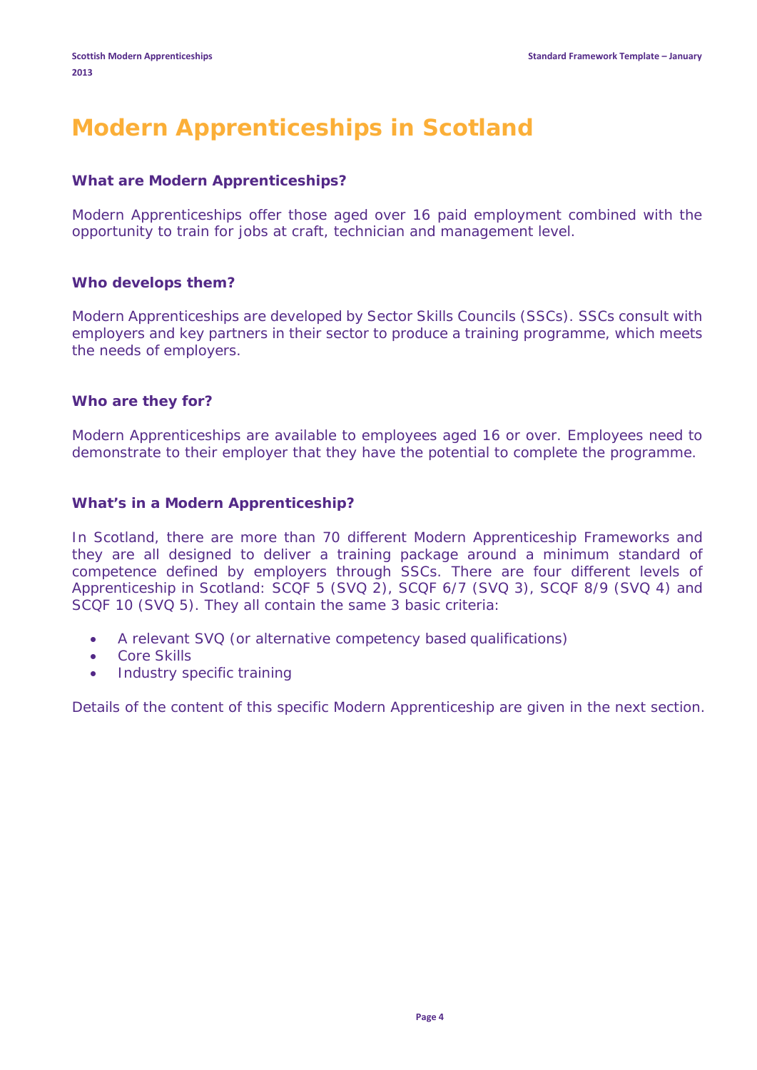# Modern Apprenticeships in Scotland

### What are Modern Apprenticeships?

Modern Apprenticeships offer those aged over 16 paid employment combined with the opportunity to train for jobs at craft, technician and management level.

### Who develops them?

Modern Apprenticeships are developed by Sector Skills Councils (SSCs). SSCs consult with employers and key partners in their sector to produce a training programme, which meets the needs of employers.

### Who are they for?

Modern Apprenticeships are available to employees aged 16 or over. Employees need to demonstrate to their employer that they have the potential to complete the programme.

### What's in a Modern Apprenticeship?

In Scotland, there are more than 70 different Modern Apprenticeship Frameworks and they are all designed to deliver a training package around a minimum standard of competence defined by employers through SSCs. There are four different levels of Apprenticeship in Scotland: SCQF 5 (SVQ 2), SCQF 6/7 (SVQ 3), SCQF 8/9 (SVQ 4) and SCQF 10 (SVQ 5). They all contain the same 3 basic criteria:

- A relevant SVQ (or alternative competency based qualifications)
- Core Skills
- Industry specific training

Details of the content of this specific Modern Apprenticeship are given in the next section.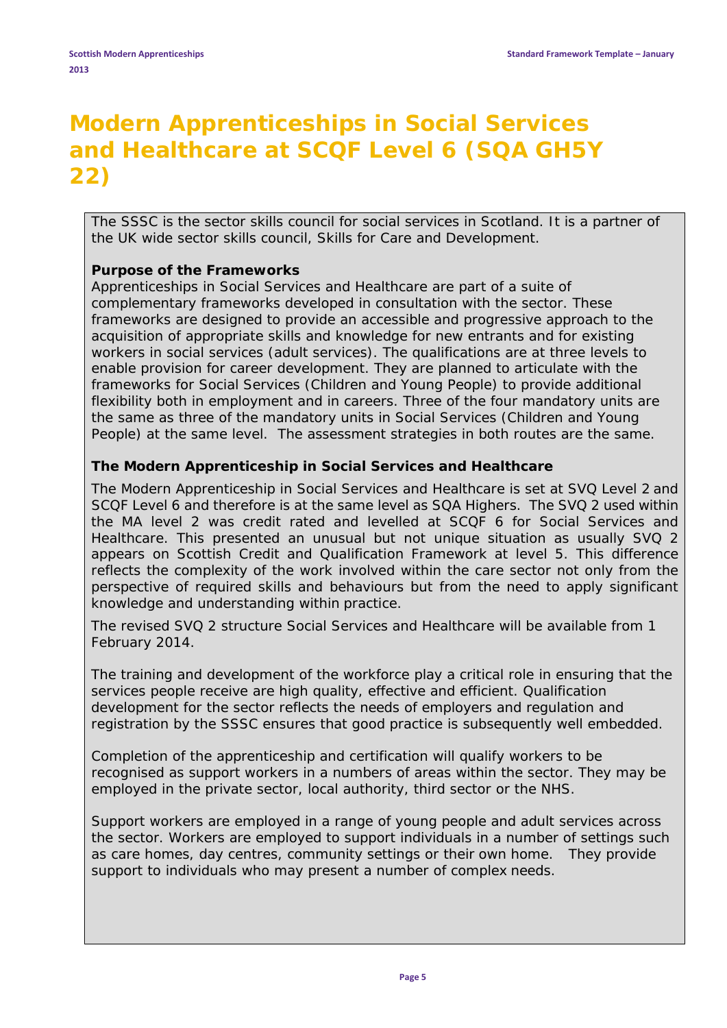# Modern Apprenticeships in Social Services and Healthcare at SCQF Level 6 (SQA GH5Y 22)

The SSSC is the sector skills council for social services in Scotland. It is a partner of the UK wide sector skills council, Skills for Care and Development.

**Purpose of the Frameworks**

Apprenticeships in Social Services and Healthcare are part of a suite of complementary frameworks developed in consultation with the sector. These frameworks are designed to provide an accessible and progressive approach to the acquisition of appropriate skills and knowledge for new entrants and for existing workers in social services (adult services). The qualifications are at three levels to enable provision for career development. They are planned to articulate with the frameworks for Social Services (Children and Young People) to provide additional flexibility both in employment and in careers. Three of the four mandatory units are the same as three of the mandatory units in Social Services (Children and Young People) at the same level. The assessment strategies in both routes are the same.

**The Modern Apprenticeship in Social Services and Healthcare**

The Modern Apprenticeship in Social Services and Healthcare is set at SVQ Level 2 and SCQF Level 6 and therefore is at the same level as SQA Highers. The SVQ 2 used within the MA level 2 was credit rated and levelled at SCQF 6 for Social Services and Healthcare. This presented an unusual but not unique situation as usually SVQ 2 appears on Scottish Credit and Qualification Framework at level 5. This difference reflects the complexity of the work involved within the care sector not only from the perspective of required skills and behaviours but from the need to apply significant knowledge and understanding within practice.

The revised SVQ 2 structure Social Services and Healthcare will be available from 1 February 2014.

The training and development of the workforce play a critical role in ensuring that the services people receive are high quality, effective and efficient. Qualification development for the sector reflects the needs of employers and regulation and registration by the SSSC ensures that good practice is subsequently well embedded.

Completion of the apprenticeship and certification will qualify workers to be recognised as support workers in a numbers of areas within the sector. They may be employed in the private sector, local authority, third sector or the NHS.

Support workers are employed in a range of young people and adult services across the sector. Workers are employed to support individuals in a number of settings such as care homes, day centres, community settings or their own home. They provide support to individuals who may present a number of complex needs.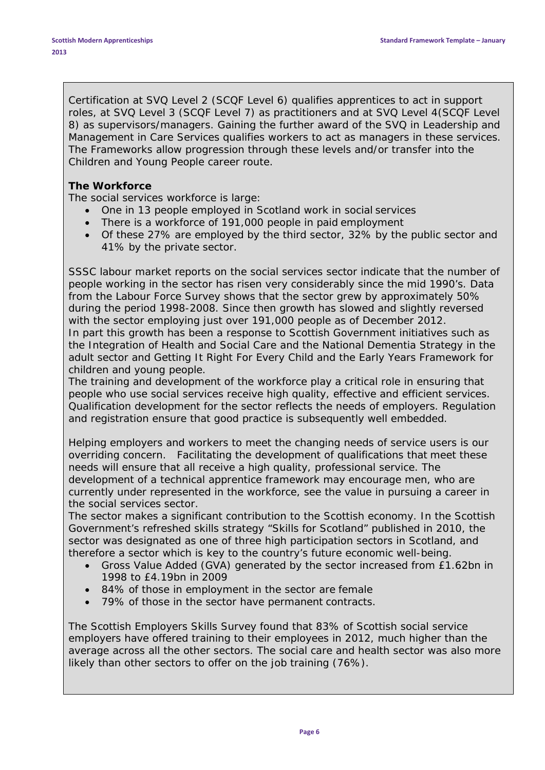Certification at SVQ Level 2 (SCQF Level 6) qualifies apprentices to act in support roles, at SVQ Level 3 (SCQF Level 7) as practitioners and at SVQ Level 4(SCQF Level 8) as supervisors/managers. Gaining the further award of the SVQ in Leadership and Management in Care Services qualifies workers to act as managers in these services. The Frameworks allow progression through these levels and/or transfer into the Children and Young People career route.

**The Workforce**

The social services workforce is large:

- One in 13 people employed in Scotland work in social services
- There is a workforce of 191,000 people in paid employment
- Of these 27% are employed by the third sector, 32% by the public sector and 41% by the private sector.

SSSC labour market reports on the social services sector indicate that the number of people working in the sector has risen very considerably since the mid 1990's. Data from the Labour Force Survey shows that the sector grew by approximately 50% during the period 1998-2008. Since then growth has slowed and slightly reversed with the sector employing just over 191,000 people as of December 2012.
In part this growth has been a response to Scottish Government initiatives such as the Integration of Health and Social Care and the National Dementia Strategy in the adult sector and Getting It Right For Every Child and the Early Years Framework for children and young people.
The training and development of the workforce play a critical role in ensuring that people who use social services receive high quality, effective and efficient services. Qualification development for the sector reflects the needs of employers. Regulation and registration ensure that good practice is subsequently well embedded.

Helping employers and workers to meet the changing needs of service users is our overriding concern. Facilitating the development of qualifications that meet these needs will ensure that all receive a high quality, professional service. The development of a technical apprentice framework may encourage men, who are currently under represented in the workforce, see the value in pursuing a career in the social services sector.
The sector makes a significant contribution to the Scottish economy. In the Scottish Government's refreshed skills strategy "Skills for Scotland" published in 2010, the sector was designated as one of three high participation sectors in Scotland, and therefore a sector which is key to the country's future economic well-being.

- Gross Value Added (GVA) generated by the sector increased from £1.62bn in 1998 to £4.19bn in 2009
- 84% of those in employment in the sector are female
- 79% of those in the sector have permanent contracts.

The Scottish Employers Skills Survey found that 83% of Scottish social service employers have offered training to their employees in 2012, much higher than the average across all the other sectors. The social care and health sector was also more likely than other sectors to offer on the job training (76%).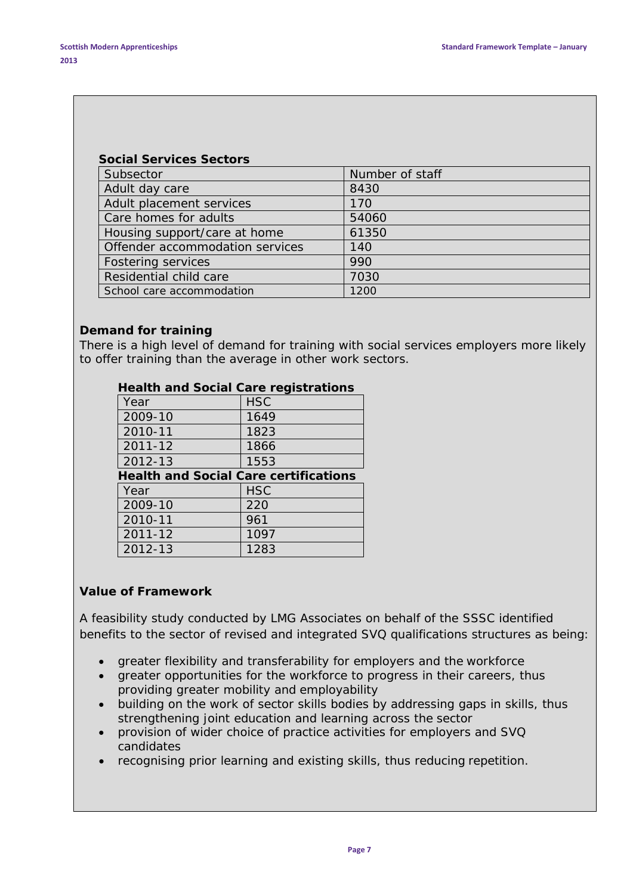**Social Services Sectors**

| Subsector | Number of staff |
| --- | --- |
| Adult day care | 8430 |
| Adult placement services | 170 |
| Care homes for adults | 54060 |
| Housing support/care at home | 61350 |
| Offender accommodation services | 140 |
| Fostering services | 990 |
| Residential child care | 7030 |
| School care accommodation | 1200 |

**Demand for training**

There is a high level of demand for training with social services employers more likely to offer training than the average in other work sectors.

**Health and Social Care registrations**

| Year | HSC |
| --- | --- |
| 2009-10 | 1649 |
| 2010-11 | 1823 |
| 2011-12 | 1866 |
| 2012-13 | 1553 |

**Health and Social Care certifications**

| Year | HSC |
| --- | --- |
| 2009-10 | 220 |
| 2010-11 | 961 |
| 2011-12 | 1097 |
| 2012-13 | 1283 |

**Value of Framework**

A feasibility study conducted by LMG Associates on behalf of the SSSC identified benefits to the sector of revised and integrated SVQ qualifications structures as being:

- greater flexibility and transferability for employers and the workforce
- greater opportunities for the workforce to progress in their careers, thus providing greater mobility and employability
- building on the work of sector skills bodies by addressing gaps in skills, thus strengthening joint education and learning across the sector
- provision of wider choice of practice activities for employers and SVQ candidates
- recognising prior learning and existing skills, thus reducing repetition.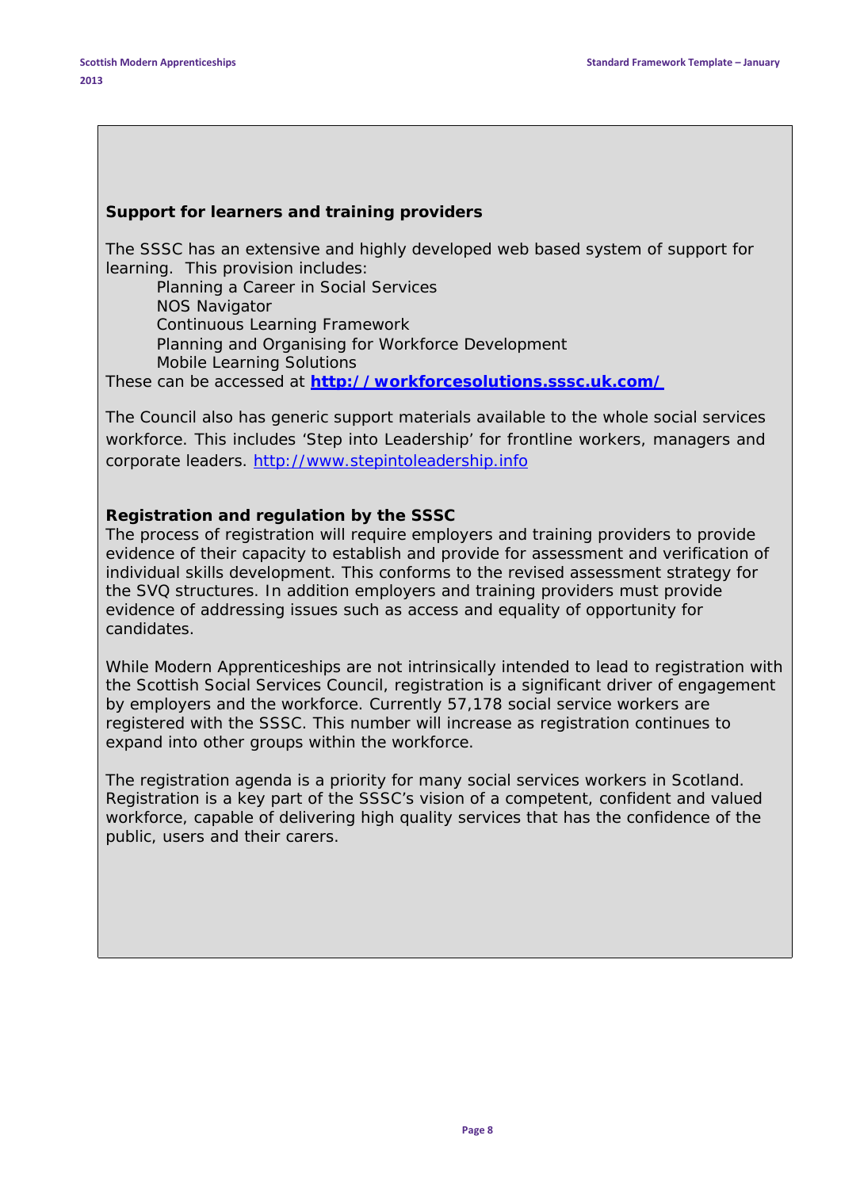**Support for learners and training providers**

The SSSC has an extensive and highly developed web based system of support for learning. This provision includes:

- Planning a Career in Social Services
- NOS Navigator
- Continuous Learning Framework
- Planning and Organising for Workforce Development
- Mobile Learning Solutions

These can be accessed at **http://workforcesolutions.sssc.uk.com/**

The Council also has generic support materials available to the whole social services workforce. This includes 'Step into Leadership' for frontline workers, managers and corporate leaders. http://www.stepintoleadership.info

**Registration and regulation by the SSSC**

The process of registration will require employers and training providers to provide evidence of their capacity to establish and provide for assessment and verification of individual skills development. This conforms to the revised assessment strategy for the SVQ structures. In addition employers and training providers must provide evidence of addressing issues such as access and equality of opportunity for candidates.

While Modern Apprenticeships are not intrinsically intended to lead to registration with the Scottish Social Services Council, registration is a significant driver of engagement by employers and the workforce. Currently 57,178 social service workers are registered with the SSSC. This number will increase as registration continues to expand into other groups within the workforce.

The registration agenda is a priority for many social services workers in Scotland. Registration is a key part of the SSSC's vision of a competent, confident and valued workforce, capable of delivering high quality services that has the confidence of the public, users and their carers.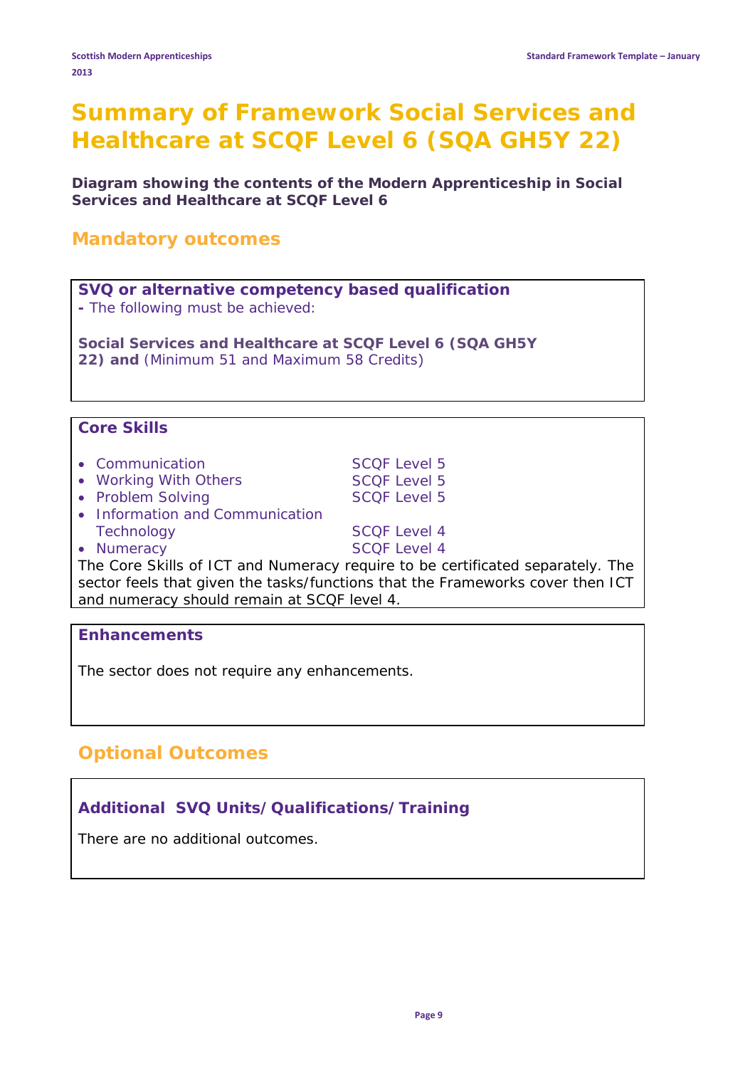# Summary of Framework Social Services and Healthcare at SCQF Level 6 (SQA GH5Y 22)

**Diagram showing the contents of the Modern Apprenticeship in Social Services and Healthcare at SCQF Level 6**

## Mandatory outcomes

### SVQ or alternative competency based qualification

**-** The following must be achieved:

**Social Services and Healthcare at SCQF Level 6 (SQA GH5Y 22) and** (Minimum 51 and Maximum 58 Credits)

### Core Skills

| | |
|---|---|
| • Communication | SCQF Level 5 |
| • Working With Others | SCQF Level 5 |
| • Problem Solving | SCQF Level 5 |
| • Information and Communication Technology | SCQF Level 4 |
| • Numeracy | SCQF Level 4 |

The Core Skills of ICT and Numeracy require to be certificated separately. The sector feels that given the tasks/functions that the Frameworks cover then ICT and numeracy should remain at SCQF level 4.

### Enhancements

The sector does not require any enhancements.

## Optional Outcomes

### Additional SVQ Units/Qualifications/Training

There are no additional outcomes.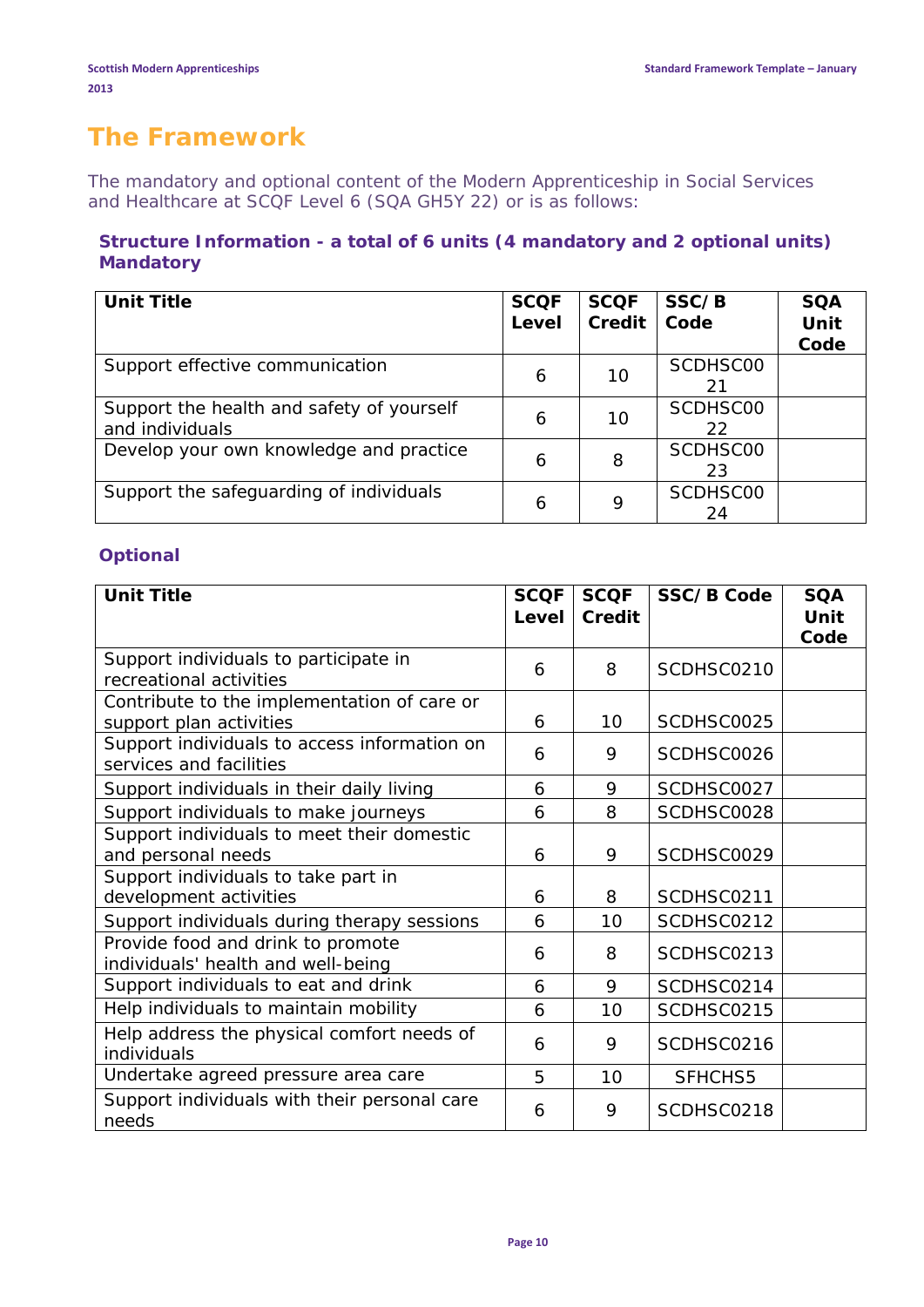# The Framework

The mandatory and optional content of the Modern Apprenticeship in Social Services and Healthcare at SCQF Level 6 (SQA GH5Y 22) or is as follows:

### Structure Information - a total of 6 units (4 mandatory and 2 optional units)

### Mandatory

| Unit Title | SCQF Level | SCQF Credit | SSC/B Code | SQA Unit Code |
|---|---|---|---|---|
| Support effective communication | 6 | 10 | SCDHSC0021 | |
| Support the health and safety of yourself and individuals | 6 | 10 | SCDHSC0022 | |
| Develop your own knowledge and practice | 6 | 8 | SCDHSC0023 | |
| Support the safeguarding of individuals | 6 | 9 | SCDHSC0024 | |

### Optional

| Unit Title | SCQF Level | SCQF Credit | SSC/B Code | SQA Unit Code |
|---|---|---|---|---|
| Support individuals to participate in recreational activities | 6 | 8 | SCDHSC0210 | |
| Contribute to the implementation of care or support plan activities | 6 | 10 | SCDHSC0025 | |
| Support individuals to access information on services and facilities | 6 | 9 | SCDHSC0026 | |
| Support individuals in their daily living | 6 | 9 | SCDHSC0027 | |
| Support individuals to make journeys | 6 | 8 | SCDHSC0028 | |
| Support individuals to meet their domestic and personal needs | 6 | 9 | SCDHSC0029 | |
| Support individuals to take part in development activities | 6 | 8 | SCDHSC0211 | |
| Support individuals during therapy sessions | 6 | 10 | SCDHSC0212 | |
| Provide food and drink to promote individuals' health and well-being | 6 | 8 | SCDHSC0213 | |
| Support individuals to eat and drink | 6 | 9 | SCDHSC0214 | |
| Help individuals to maintain mobility | 6 | 10 | SCDHSC0215 | |
| Help address the physical comfort needs of individuals | 6 | 9 | SCDHSC0216 | |
| Undertake agreed pressure area care | 5 | 10 | SFHCHS5 | |
| Support individuals with their personal care needs | 6 | 9 | SCDHSC0218 | |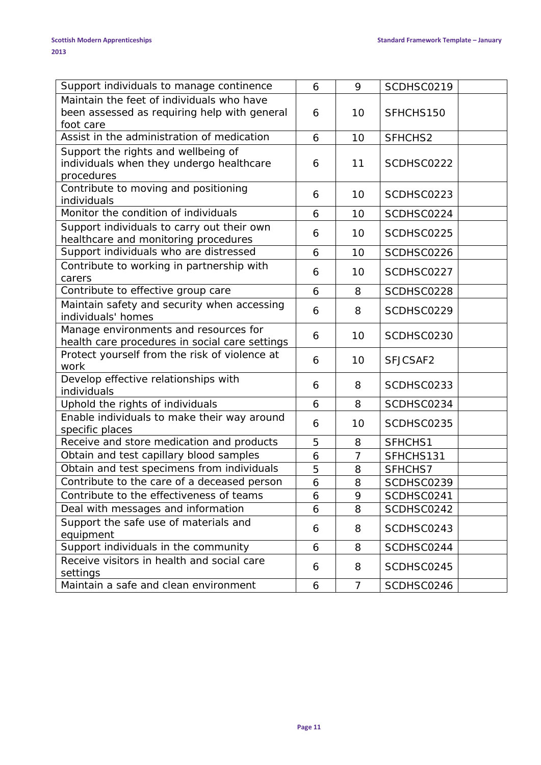| | | | | |
|---|---|---|---|---|
| Support individuals to manage continence | 6 | 9 | SCDHSC0219 | |
| Maintain the feet of individuals who have been assessed as requiring help with general foot care | 6 | 10 | SFHCHS150 | |
| Assist in the administration of medication | 6 | 10 | SFHCHS2 | |
| Support the rights and wellbeing of individuals when they undergo healthcare procedures | 6 | 11 | SCDHSC0222 | |
| Contribute to moving and positioning individuals | 6 | 10 | SCDHSC0223 | |
| Monitor the condition of individuals | 6 | 10 | SCDHSC0224 | |
| Support individuals to carry out their own healthcare and monitoring procedures | 6 | 10 | SCDHSC0225 | |
| Support individuals who are distressed | 6 | 10 | SCDHSC0226 | |
| Contribute to working in partnership with carers | 6 | 10 | SCDHSC0227 | |
| Contribute to effective group care | 6 | 8 | SCDHSC0228 | |
| Maintain safety and security when accessing individuals' homes | 6 | 8 | SCDHSC0229 | |
| Manage environments and resources for health care procedures in social care settings | 6 | 10 | SCDHSC0230 | |
| Protect yourself from the risk of violence at work | 6 | 10 | SFJCSAF2 | |
| Develop effective relationships with individuals | 6 | 8 | SCDHSC0233 | |
| Uphold the rights of individuals | 6 | 8 | SCDHSC0234 | |
| Enable individuals to make their way around specific places | 6 | 10 | SCDHSC0235 | |
| Receive and store medication and products | 5 | 8 | SFHCHS1 | |
| Obtain and test capillary blood samples | 6 | 7 | SFHCHS131 | |
| Obtain and test specimens from individuals | 5 | 8 | SFHCHS7 | |
| Contribute to the care of a deceased person | 6 | 8 | SCDHSC0239 | |
| Contribute to the effectiveness of teams | 6 | 9 | SCDHSC0241 | |
| Deal with messages and information | 6 | 8 | SCDHSC0242 | |
| Support the safe use of materials and equipment | 6 | 8 | SCDHSC0243 | |
| Support individuals in the community | 6 | 8 | SCDHSC0244 | |
| Receive visitors in health and social care settings | 6 | 8 | SCDHSC0245 | |
| Maintain a safe and clean environment | 6 | 7 | SCDHSC0246 | |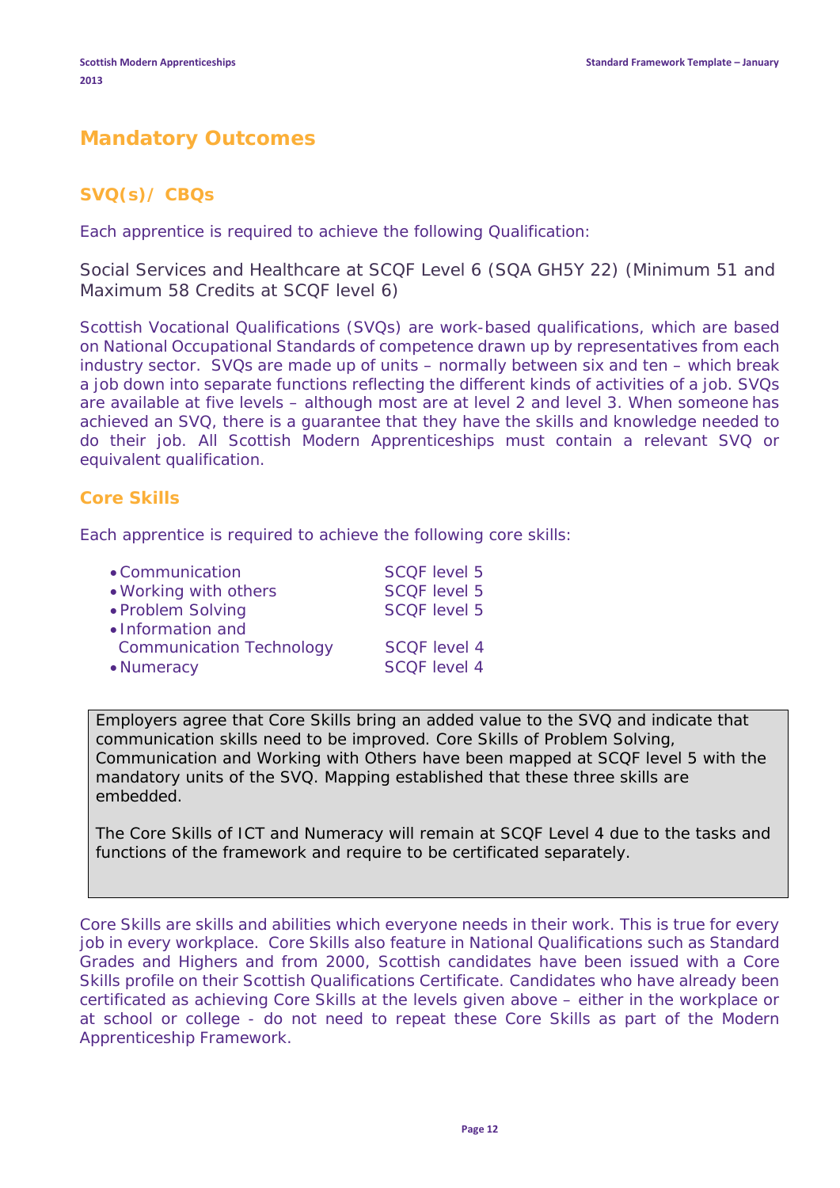## Mandatory Outcomes

### SVQ(s)/ CBQs

Each apprentice is required to achieve the following Qualification:

Social Services and Healthcare at SCQF Level 6 (SQA GH5Y 22) (Minimum 51 and Maximum 58 Credits at SCQF level 6)

Scottish Vocational Qualifications (SVQs) are work-based qualifications, which are based on National Occupational Standards of competence drawn up by representatives from each industry sector. SVQs are made up of units – normally between six and ten – which break a job down into separate functions reflecting the different kinds of activities of a job. SVQs are available at five levels – although most are at level 2 and level 3. When someone has achieved an SVQ, there is a guarantee that they have the skills and knowledge needed to do their job. All Scottish Modern Apprenticeships must contain a relevant SVQ or equivalent qualification.

### Core Skills

Each apprentice is required to achieve the following core skills:

- Communication — SCQF level 5
- Working with others — SCQF level 5
- Problem Solving — SCQF level 5
- Information and Communication Technology — SCQF level 4
- Numeracy — SCQF level 4

> Employers agree that Core Skills bring an added value to the SVQ and indicate that communication skills need to be improved. Core Skills of Problem Solving, Communication and Working with Others have been mapped at SCQF level 5 with the mandatory units of the SVQ. Mapping established that these three skills are embedded.
>
> The Core Skills of ICT and Numeracy will remain at SCQF Level 4 due to the tasks and functions of the framework and require to be certificated separately.

Core Skills are skills and abilities which everyone needs in their work. This is true for every job in every workplace. Core Skills also feature in National Qualifications such as Standard Grades and Highers and from 2000, Scottish candidates have been issued with a Core Skills profile on their Scottish Qualifications Certificate. Candidates who have already been certificated as achieving Core Skills at the levels given above – either in the workplace or at school or college - do not need to repeat these Core Skills as part of the Modern Apprenticeship Framework.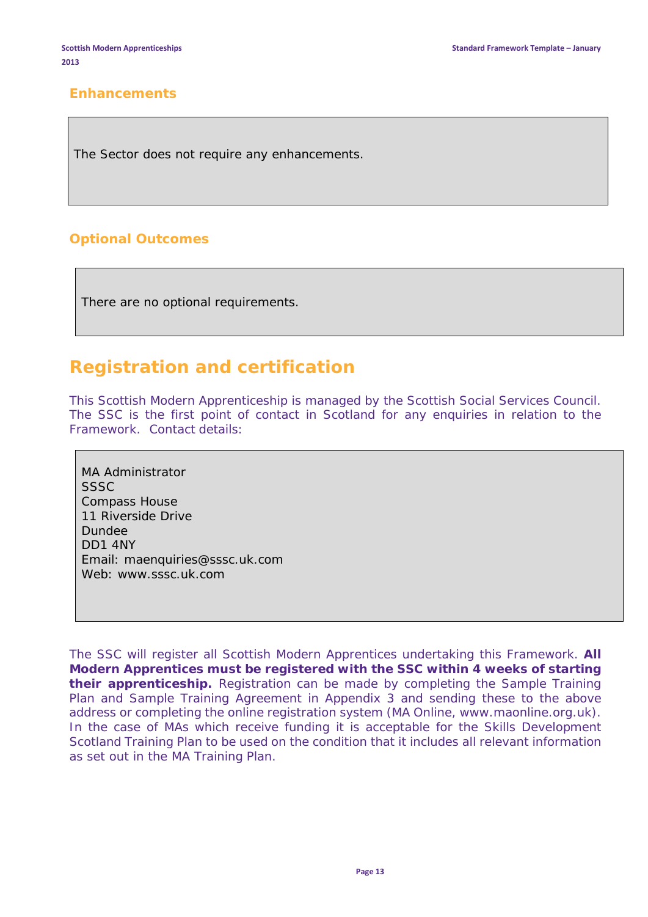## Enhancements

The Sector does not require any enhancements.

## Optional Outcomes

There are no optional requirements.

# Registration and certification

This Scottish Modern Apprenticeship is managed by the Scottish Social Services Council. The SSC is the first point of contact in Scotland for any enquiries in relation to the Framework. Contact details:

MA Administrator  
SSSC  
Compass House  
11 Riverside Drive  
Dundee  
DD1 4NY  
Email: maenquiries@sssc.uk.com  
Web: www.sssc.uk.com

The SSC will register all Scottish Modern Apprentices undertaking this Framework. **All Modern Apprentices must be registered with the SSC within 4 weeks of starting their apprenticeship.** Registration can be made by completing the Sample Training Plan and Sample Training Agreement in Appendix 3 and sending these to the above address or completing the online registration system (MA Online, www.maonline.org.uk). In the case of MAs which receive funding it is acceptable for the Skills Development Scotland Training Plan to be used on the condition that it includes all relevant information as set out in the MA Training Plan.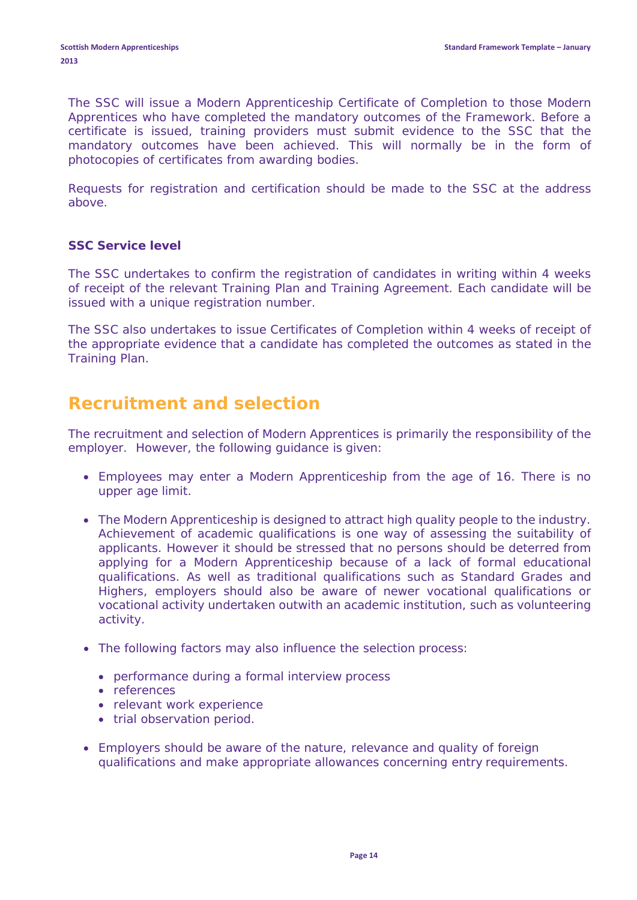The SSC will issue a Modern Apprenticeship Certificate of Completion to those Modern Apprentices who have completed the mandatory outcomes of the Framework. Before a certificate is issued, training providers must submit evidence to the SSC that the mandatory outcomes have been achieved. This will normally be in the form of photocopies of certificates from awarding bodies.

Requests for registration and certification should be made to the SSC at the address above.

**SSC Service level**

The SSC undertakes to confirm the registration of candidates in writing within 4 weeks of receipt of the relevant Training Plan and Training Agreement. Each candidate will be issued with a unique registration number.

The SSC also undertakes to issue Certificates of Completion within 4 weeks of receipt of the appropriate evidence that a candidate has completed the outcomes as stated in the Training Plan.

# Recruitment and selection

The recruitment and selection of Modern Apprentices is primarily the responsibility of the employer. However, the following guidance is given:

- Employees may enter a Modern Apprenticeship from the age of 16. There is no upper age limit.
- The Modern Apprenticeship is designed to attract high quality people to the industry. Achievement of academic qualifications is one way of assessing the suitability of applicants. However it should be stressed that no persons should be deterred from applying for a Modern Apprenticeship because of a lack of formal educational qualifications. As well as traditional qualifications such as Standard Grades and Highers, employers should also be aware of newer vocational qualifications or vocational activity undertaken outwith an academic institution, such as volunteering activity.
- The following factors may also influence the selection process:
  - performance during a formal interview process
  - references
  - relevant work experience
  - trial observation period.
- Employers should be aware of the nature, relevance and quality of foreign qualifications and make appropriate allowances concerning entry requirements.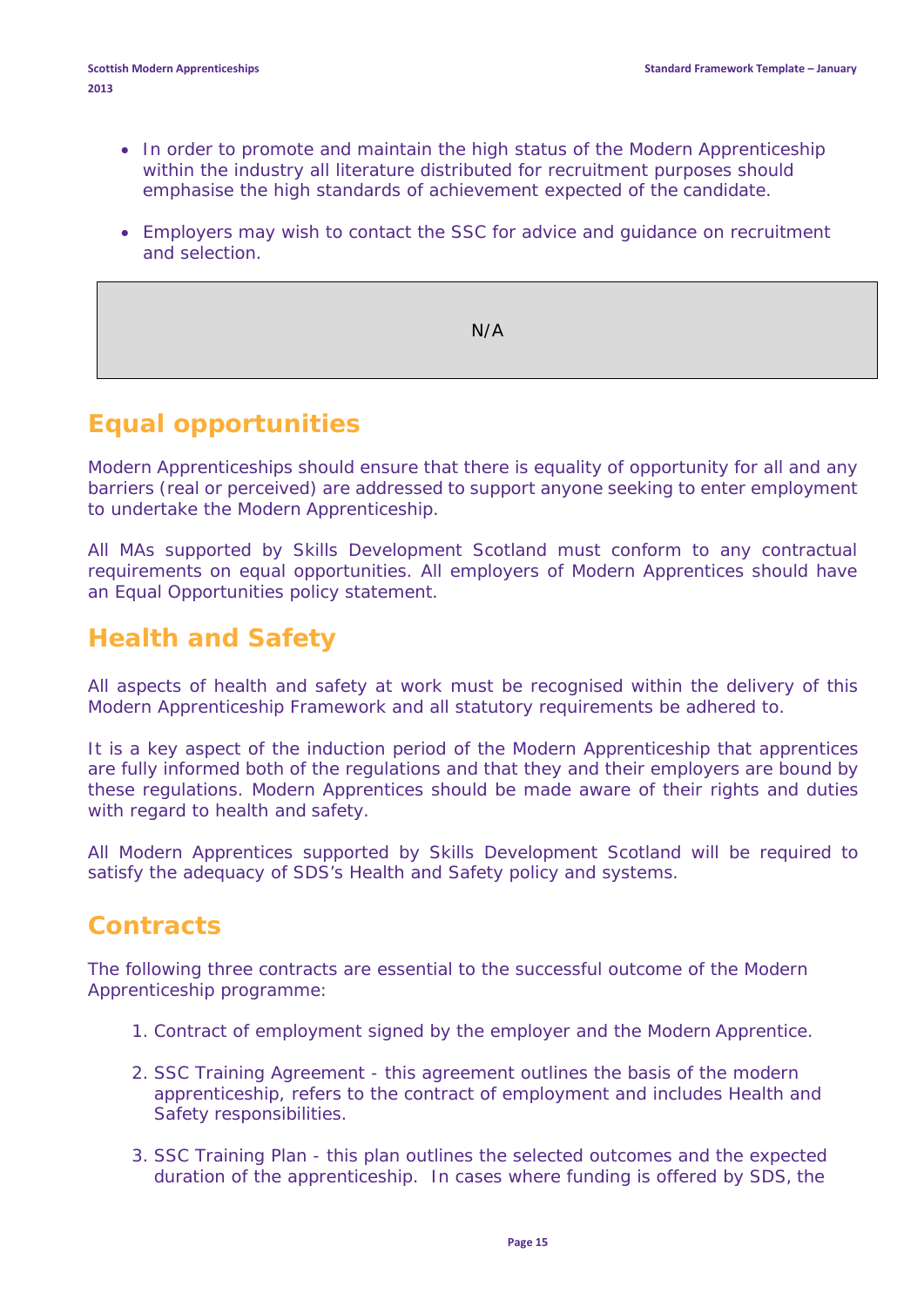- In order to promote and maintain the high status of the Modern Apprenticeship within the industry all literature distributed for recruitment purposes should emphasise the high standards of achievement expected of the candidate.
- Employers may wish to contact the SSC for advice and guidance on recruitment and selection.

| N/A |
|---|

## Equal opportunities

Modern Apprenticeships should ensure that there is equality of opportunity for all and any barriers (real or perceived) are addressed to support anyone seeking to enter employment to undertake the Modern Apprenticeship.

All MAs supported by Skills Development Scotland must conform to any contractual requirements on equal opportunities. All employers of Modern Apprentices should have an Equal Opportunities policy statement.

## Health and Safety

All aspects of health and safety at work must be recognised within the delivery of this Modern Apprenticeship Framework and all statutory requirements be adhered to.

It is a key aspect of the induction period of the Modern Apprenticeship that apprentices are fully informed both of the regulations and that they and their employers are bound by these regulations. Modern Apprentices should be made aware of their rights and duties with regard to health and safety.

All Modern Apprentices supported by Skills Development Scotland will be required to satisfy the adequacy of SDS's Health and Safety policy and systems.

## Contracts

The following three contracts are essential to the successful outcome of the Modern Apprenticeship programme:

1. Contract of employment signed by the employer and the Modern Apprentice.
2. SSC Training Agreement - this agreement outlines the basis of the modern apprenticeship, refers to the contract of employment and includes Health and Safety responsibilities.
3. SSC Training Plan - this plan outlines the selected outcomes and the expected duration of the apprenticeship. In cases where funding is offered by SDS, the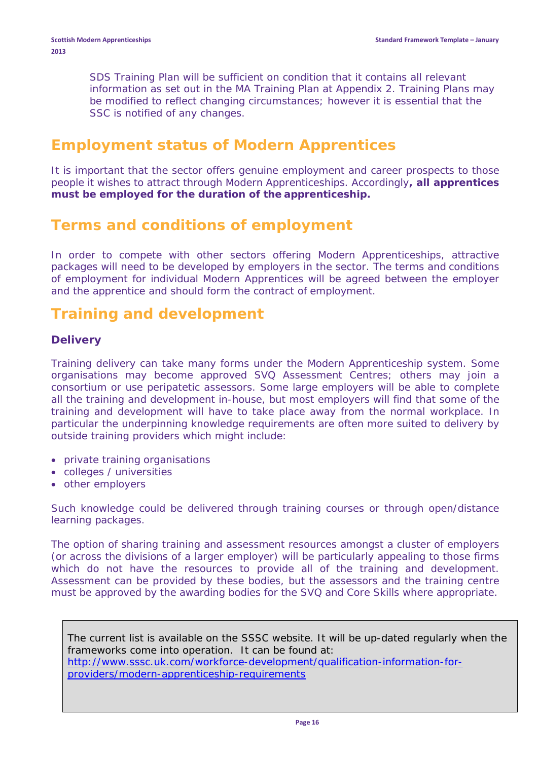SDS Training Plan will be sufficient on condition that it contains all relevant information as set out in the MA Training Plan at Appendix 2. Training Plans may be modified to reflect changing circumstances; however it is essential that the SSC is notified of any changes.

## Employment status of Modern Apprentices

It is important that the sector offers genuine employment and career prospects to those people it wishes to attract through Modern Apprenticeships. Accordingly**, all apprentices must be employed for the duration of the apprenticeship.**

## Terms and conditions of employment

In order to compete with other sectors offering Modern Apprenticeships, attractive packages will need to be developed by employers in the sector. The terms and conditions of employment for individual Modern Apprentices will be agreed between the employer and the apprentice and should form the contract of employment.

## Training and development

### Delivery

Training delivery can take many forms under the Modern Apprenticeship system. Some organisations may become approved SVQ Assessment Centres; others may join a consortium or use peripatetic assessors. Some large employers will be able to complete all the training and development in-house, but most employers will find that some of the training and development will have to take place away from the normal workplace. In particular the underpinning knowledge requirements are often more suited to delivery by outside training providers which might include:

- private training organisations
- colleges / universities
- other employers

Such knowledge could be delivered through training courses or through open/distance learning packages.

The option of sharing training and assessment resources amongst a cluster of employers (or across the divisions of a larger employer) will be particularly appealing to those firms which do not have the resources to provide all of the training and development. Assessment can be provided by these bodies, but the assessors and the training centre must be approved by the awarding bodies for the SVQ and Core Skills where appropriate.

> The current list is available on the SSSC website. It will be up-dated regularly when the frameworks come into operation. It can be found at:
> http://www.sssc.uk.com/workforce-development/qualification-information-for-providers/modern-apprenticeship-requirements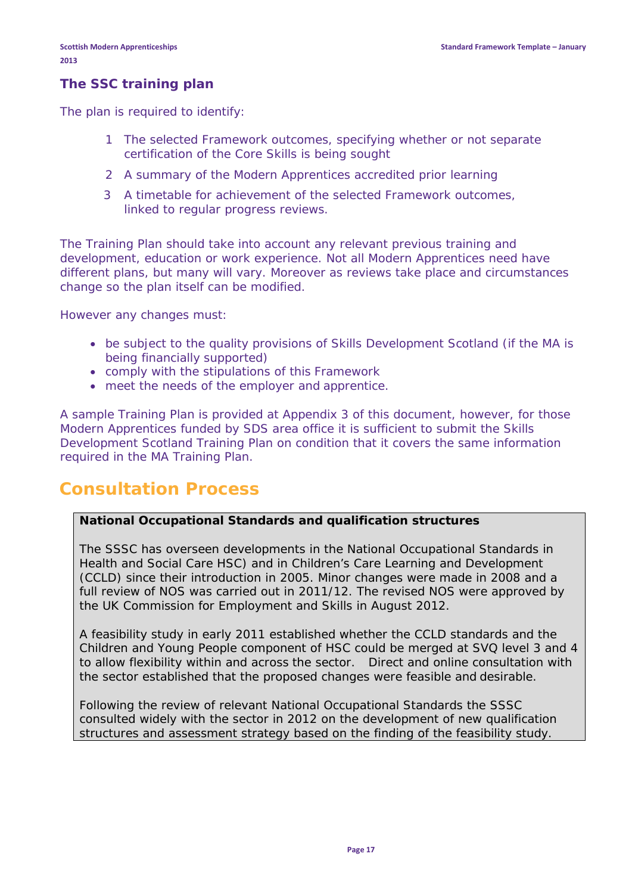### The SSC training plan

The plan is required to identify:

1. The selected Framework outcomes, specifying whether or not separate certification of the Core Skills is being sought
2. A summary of the Modern Apprentices accredited prior learning
3. A timetable for achievement of the selected Framework outcomes, linked to regular progress reviews.

The Training Plan should take into account any relevant previous training and development, education or work experience. Not all Modern Apprentices need have different plans, but many will vary. Moreover as reviews take place and circumstances change so the plan itself can be modified.

However any changes must:

- be subject to the quality provisions of Skills Development Scotland (if the MA is being financially supported)
- comply with the stipulations of this Framework
- meet the needs of the employer and apprentice.

A sample Training Plan is provided at Appendix 3 of this document, however, for those Modern Apprentices funded by SDS area office it is sufficient to submit the Skills Development Scotland Training Plan on condition that it covers the same information required in the MA Training Plan.

# Consultation Process

**National Occupational Standards and qualification structures**

The SSSC has overseen developments in the National Occupational Standards in Health and Social Care HSC) and in Children's Care Learning and Development (CCLD) since their introduction in 2005. Minor changes were made in 2008 and a full review of NOS was carried out in 2011/12. The revised NOS were approved by the UK Commission for Employment and Skills in August 2012.

A feasibility study in early 2011 established whether the CCLD standards and the Children and Young People component of HSC could be merged at SVQ level 3 and 4 to allow flexibility within and across the sector. Direct and online consultation with the sector established that the proposed changes were feasible and desirable.

Following the review of relevant National Occupational Standards the SSSC consulted widely with the sector in 2012 on the development of new qualification structures and assessment strategy based on the finding of the feasibility study.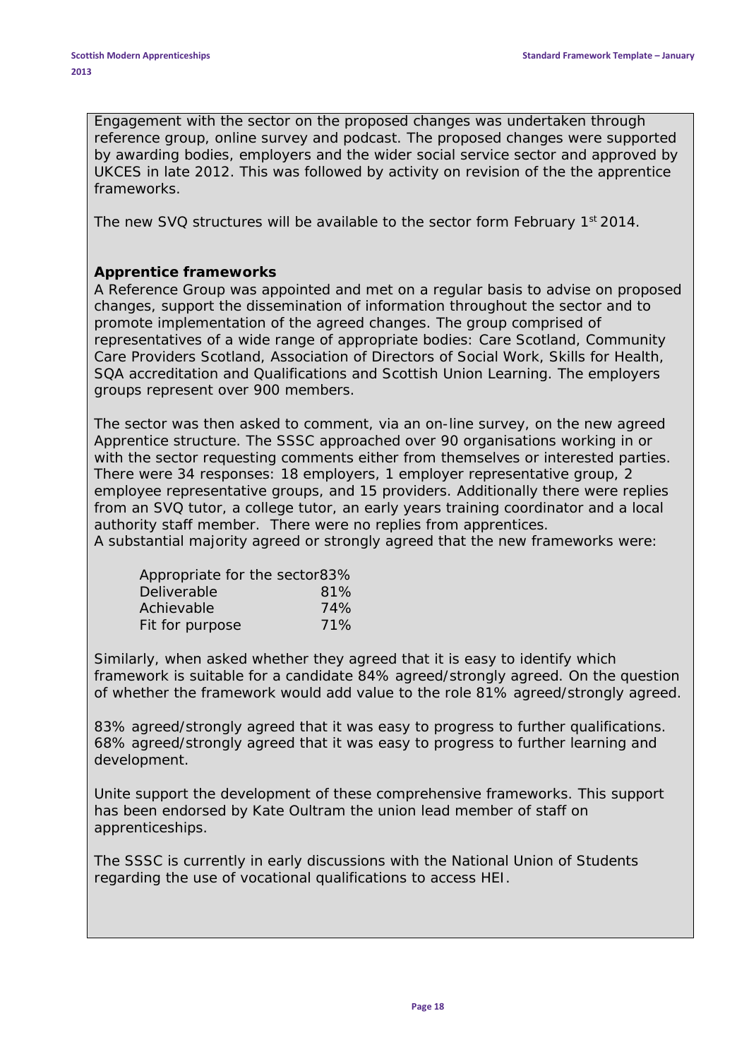Engagement with the sector on the proposed changes was undertaken through reference group, online survey and podcast. The proposed changes were supported by awarding bodies, employers and the wider social service sector and approved by UKCES in late 2012. This was followed by activity on revision of the the apprentice frameworks.

The new SVQ structures will be available to the sector form February 1st 2014.

**Apprentice frameworks**

A Reference Group was appointed and met on a regular basis to advise on proposed changes, support the dissemination of information throughout the sector and to promote implementation of the agreed changes. The group comprised of representatives of a wide range of appropriate bodies: Care Scotland, Community Care Providers Scotland, Association of Directors of Social Work, Skills for Health, SQA accreditation and Qualifications and Scottish Union Learning. The employers groups represent over 900 members.

The sector was then asked to comment, via an on-line survey, on the new agreed Apprentice structure. The SSSC approached over 90 organisations working in or with the sector requesting comments either from themselves or interested parties. There were 34 responses: 18 employers, 1 employer representative group, 2 employee representative groups, and 15 providers. Additionally there were replies from an SVQ tutor, a college tutor, an early years training coordinator and a local authority staff member. There were no replies from apprentices.
A substantial majority agreed or strongly agreed that the new frameworks were:

| | |
|---|---|
| Appropriate for the sector | 83% |
| Deliverable | 81% |
| Achievable | 74% |
| Fit for purpose | 71% |

Similarly, when asked whether they agreed that it is easy to identify which framework is suitable for a candidate 84% agreed/strongly agreed. On the question of whether the framework would add value to the role 81% agreed/strongly agreed.

83% agreed/strongly agreed that it was easy to progress to further qualifications. 68% agreed/strongly agreed that it was easy to progress to further learning and development.

Unite support the development of these comprehensive frameworks. This support has been endorsed by Kate Oultram the union lead member of staff on apprenticeships.

The SSSC is currently in early discussions with the National Union of Students regarding the use of vocational qualifications to access HEI.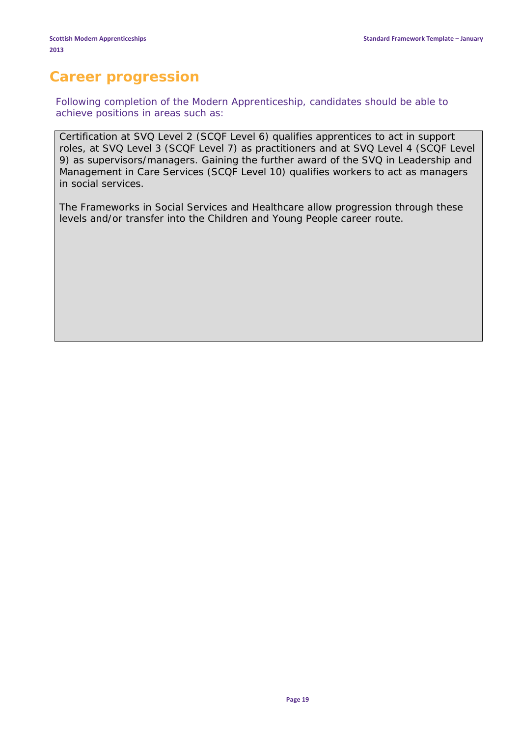# Career progression

Following completion of the Modern Apprenticeship, candidates should be able to achieve positions in areas such as:

Certification at SVQ Level 2 (SCQF Level 6) qualifies apprentices to act in support roles, at SVQ Level 3 (SCQF Level 7) as practitioners and at SVQ Level 4 (SCQF Level 9) as supervisors/managers. Gaining the further award of the SVQ in Leadership and Management in Care Services (SCQF Level 10) qualifies workers to act as managers in social services.

The Frameworks in Social Services and Healthcare allow progression through these levels and/or transfer into the Children and Young People career route.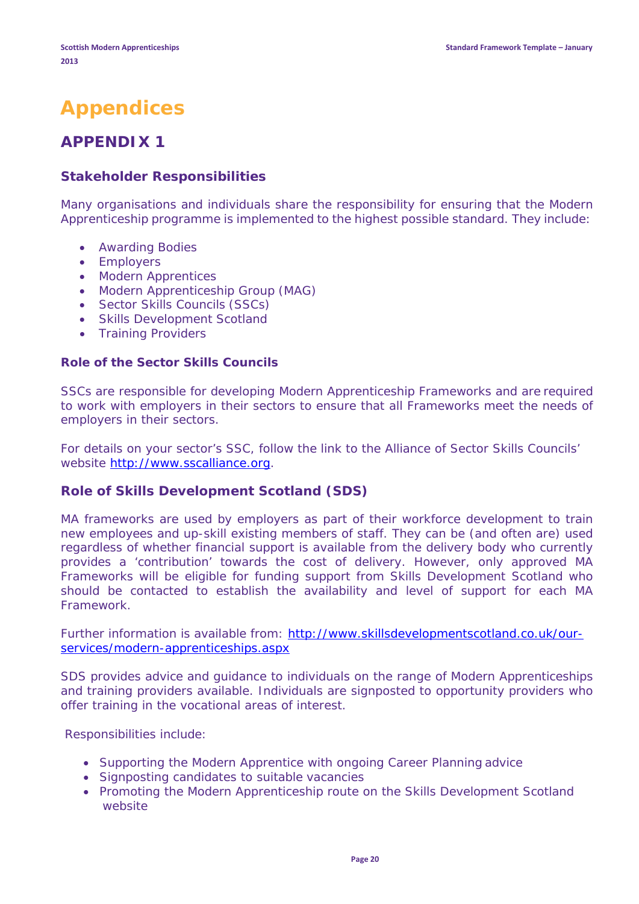# Appendices

## APPENDIX 1

### Stakeholder Responsibilities

Many organisations and individuals share the responsibility for ensuring that the Modern Apprenticeship programme is implemented to the highest possible standard. They include:

- Awarding Bodies
- Employers
- Modern Apprentices
- Modern Apprenticeship Group (MAG)
- Sector Skills Councils (SSCs)
- Skills Development Scotland
- Training Providers

#### Role of the Sector Skills Councils

SSCs are responsible for developing Modern Apprenticeship Frameworks and are required to work with employers in their sectors to ensure that all Frameworks meet the needs of employers in their sectors.

For details on your sector's SSC, follow the link to the Alliance of Sector Skills Councils' website http://www.sscalliance.org.

### Role of Skills Development Scotland (SDS)

MA frameworks are used by employers as part of their workforce development to train new employees and up-skill existing members of staff. They can be (and often are) used regardless of whether financial support is available from the delivery body who currently provides a 'contribution' towards the cost of delivery. However, only approved MA Frameworks will be eligible for funding support from Skills Development Scotland who should be contacted to establish the availability and level of support for each MA Framework.

Further information is available from: http://www.skillsdevelopmentscotland.co.uk/our-services/modern-apprenticeships.aspx

SDS provides advice and guidance to individuals on the range of Modern Apprenticeships and training providers available. Individuals are signposted to opportunity providers who offer training in the vocational areas of interest.

Responsibilities include:

- Supporting the Modern Apprentice with ongoing Career Planning advice
- Signposting candidates to suitable vacancies
- Promoting the Modern Apprenticeship route on the Skills Development Scotland website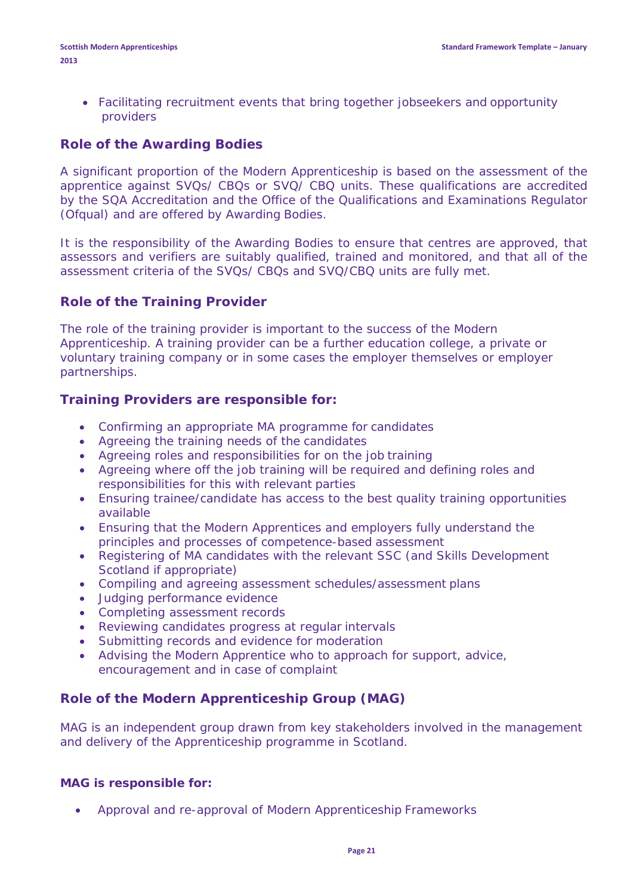- Facilitating recruitment events that bring together jobseekers and opportunity providers

### Role of the Awarding Bodies

A significant proportion of the Modern Apprenticeship is based on the assessment of the apprentice against SVQs/ CBQs or SVQ/ CBQ units. These qualifications are accredited by the SQA Accreditation and the Office of the Qualifications and Examinations Regulator (Ofqual) and are offered by Awarding Bodies.

It is the responsibility of the Awarding Bodies to ensure that centres are approved, that assessors and verifiers are suitably qualified, trained and monitored, and that all of the assessment criteria of the SVQs/ CBQs and SVQ/CBQ units are fully met.

### Role of the Training Provider

The role of the training provider is important to the success of the Modern Apprenticeship. A training provider can be a further education college, a private or voluntary training company or in some cases the employer themselves or employer partnerships.

### Training Providers are responsible for:

- Confirming an appropriate MA programme for candidates
- Agreeing the training needs of the candidates
- Agreeing roles and responsibilities for on the job training
- Agreeing where off the job training will be required and defining roles and responsibilities for this with relevant parties
- Ensuring trainee/candidate has access to the best quality training opportunities available
- Ensuring that the Modern Apprentices and employers fully understand the principles and processes of competence-based assessment
- Registering of MA candidates with the relevant SSC (and Skills Development Scotland if appropriate)
- Compiling and agreeing assessment schedules/assessment plans
- Judging performance evidence
- Completing assessment records
- Reviewing candidates progress at regular intervals
- Submitting records and evidence for moderation
- Advising the Modern Apprentice who to approach for support, advice, encouragement and in case of complaint

### Role of the Modern Apprenticeship Group (MAG)

MAG is an independent group drawn from key stakeholders involved in the management and delivery of the Apprenticeship programme in Scotland.

**MAG is responsible for:**

- Approval and re-approval of Modern Apprenticeship Frameworks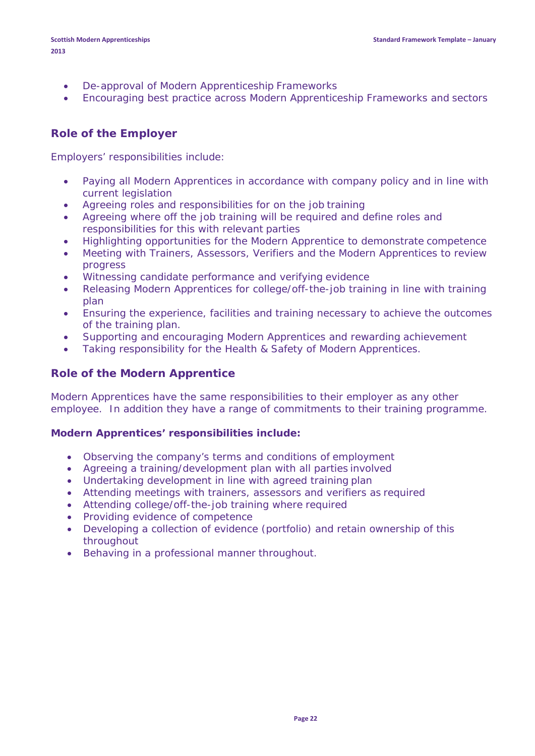- De-approval of Modern Apprenticeship Frameworks
- Encouraging best practice across Modern Apprenticeship Frameworks and sectors

## Role of the Employer

Employers' responsibilities include:

- Paying all Modern Apprentices in accordance with company policy and in line with current legislation
- Agreeing roles and responsibilities for on the job training
- Agreeing where off the job training will be required and define roles and responsibilities for this with relevant parties
- Highlighting opportunities for the Modern Apprentice to demonstrate competence
- Meeting with Trainers, Assessors, Verifiers and the Modern Apprentices to review progress
- Witnessing candidate performance and verifying evidence
- Releasing Modern Apprentices for college/off-the-job training in line with training plan
- Ensuring the experience, facilities and training necessary to achieve the outcomes of the training plan.
- Supporting and encouraging Modern Apprentices and rewarding achievement
- Taking responsibility for the Health & Safety of Modern Apprentices.

## Role of the Modern Apprentice

Modern Apprentices have the same responsibilities to their employer as any other employee. In addition they have a range of commitments to their training programme.

**Modern Apprentices' responsibilities include:**

- Observing the company's terms and conditions of employment
- Agreeing a training/development plan with all parties involved
- Undertaking development in line with agreed training plan
- Attending meetings with trainers, assessors and verifiers as required
- Attending college/off-the-job training where required
- Providing evidence of competence
- Developing a collection of evidence (portfolio) and retain ownership of this throughout
- Behaving in a professional manner throughout.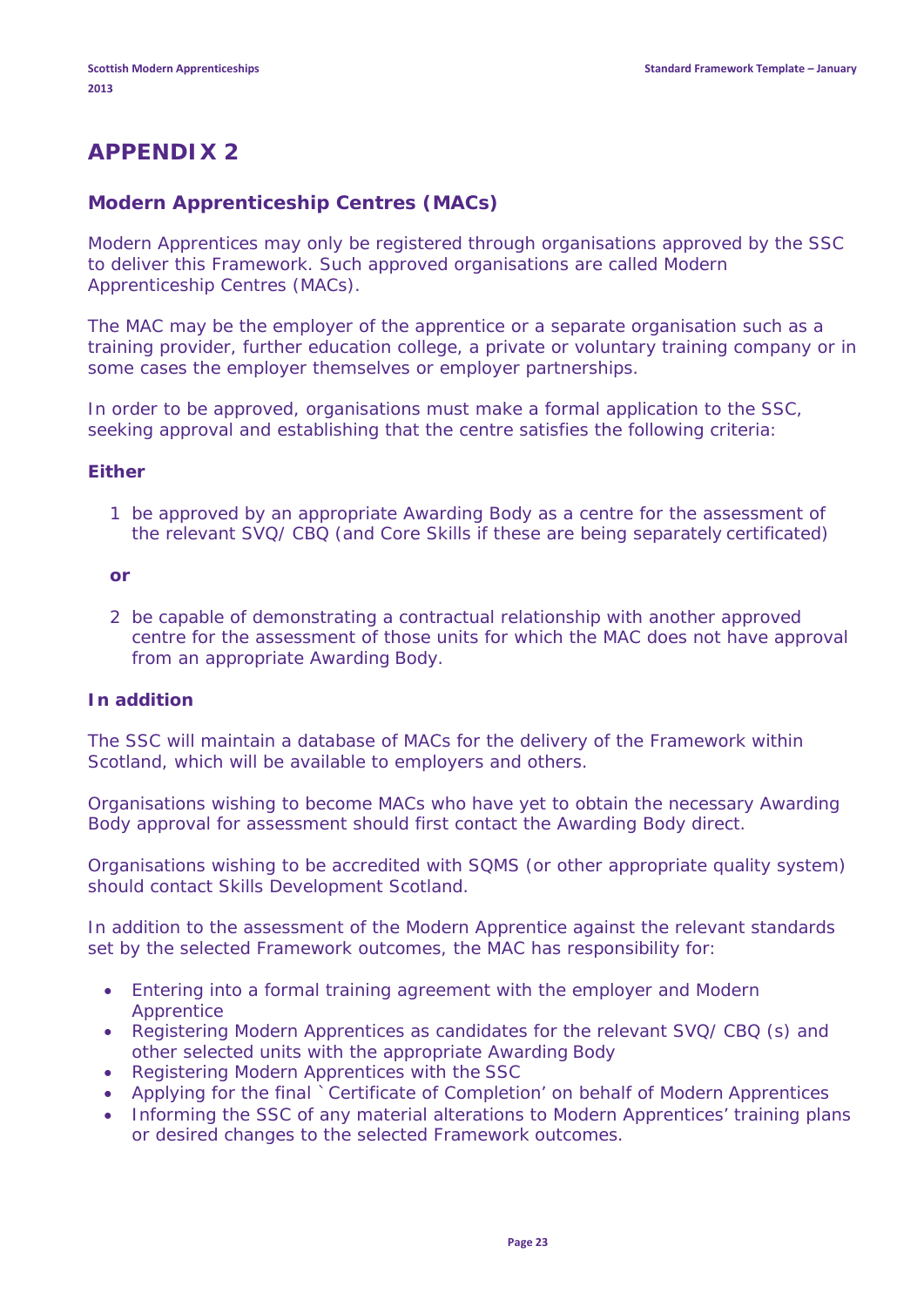# APPENDIX 2

## Modern Apprenticeship Centres (MACs)

Modern Apprentices may only be registered through organisations approved by the SSC to deliver this Framework. Such approved organisations are called Modern Apprenticeship Centres (MACs).

The MAC may be the employer of the apprentice or a separate organisation such as a training provider, further education college, a private or voluntary training company or in some cases the employer themselves or employer partnerships.

In order to be approved, organisations must make a formal application to the SSC, seeking approval and establishing that the centre satisfies the following criteria:

**Either**

1. be approved by an appropriate Awarding Body as a centre for the assessment of the relevant SVQ/ CBQ (and Core Skills if these are being separately certificated)

**or**

2. be capable of demonstrating a contractual relationship with another approved centre for the assessment of those units for which the MAC does not have approval from an appropriate Awarding Body.

**In addition**

The SSC will maintain a database of MACs for the delivery of the Framework within Scotland, which will be available to employers and others.

Organisations wishing to become MACs who have yet to obtain the necessary Awarding Body approval for assessment should first contact the Awarding Body direct.

Organisations wishing to be accredited with SQMS (or other appropriate quality system) should contact Skills Development Scotland.

In addition to the assessment of the Modern Apprentice against the relevant standards set by the selected Framework outcomes, the MAC has responsibility for:

- Entering into a formal training agreement with the employer and Modern Apprentice
- Registering Modern Apprentices as candidates for the relevant SVQ/ CBQ (s) and other selected units with the appropriate Awarding Body
- Registering Modern Apprentices with the SSC
- Applying for the final `Certificate of Completion' on behalf of Modern Apprentices
- Informing the SSC of any material alterations to Modern Apprentices' training plans or desired changes to the selected Framework outcomes.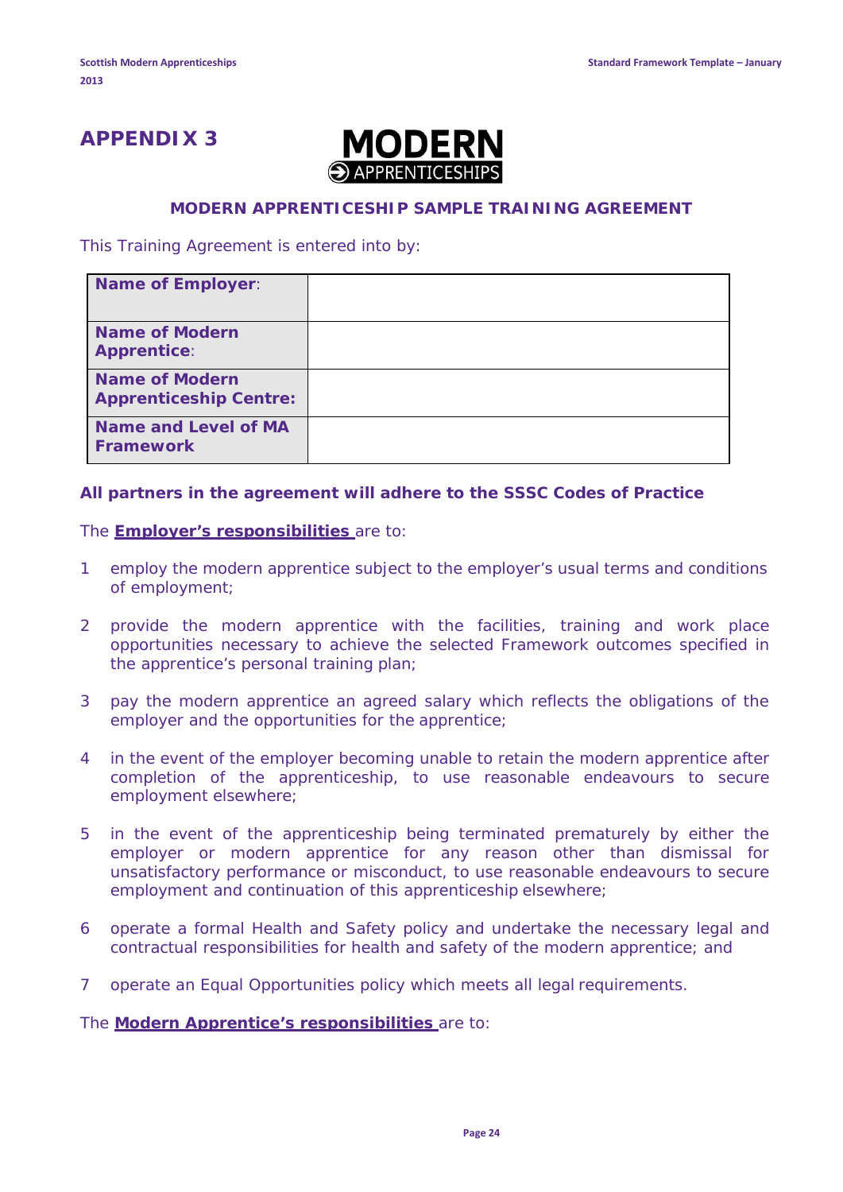# APPENDIX 3

MODERN APPRENTICESHIPS

## MODERN APPRENTICESHIP SAMPLE TRAINING AGREEMENT

This Training Agreement is entered into by:

| | |
|---|---|
| **Name of Employer**: | |
| **Name of Modern Apprentice**: | |
| **Name of Modern Apprenticeship Centre:** | |
| **Name and Level of MA Framework** | |

**All partners in the agreement will adhere to the SSSC Codes of Practice**

The **Employer's responsibilities** are to:

1. employ the modern apprentice subject to the employer's usual terms and conditions of employment;
2. provide the modern apprentice with the facilities, training and work place opportunities necessary to achieve the selected Framework outcomes specified in the apprentice's personal training plan;
3. pay the modern apprentice an agreed salary which reflects the obligations of the employer and the opportunities for the apprentice;
4. in the event of the employer becoming unable to retain the modern apprentice after completion of the apprenticeship, to use reasonable endeavours to secure employment elsewhere;
5. in the event of the apprenticeship being terminated prematurely by either the employer or modern apprentice for any reason other than dismissal for unsatisfactory performance or misconduct, to use reasonable endeavours to secure employment and continuation of this apprenticeship elsewhere;
6. operate a formal Health and Safety policy and undertake the necessary legal and contractual responsibilities for health and safety of the modern apprentice; and
7. operate an Equal Opportunities policy which meets all legal requirements.

The **Modern Apprentice's responsibilities** are to: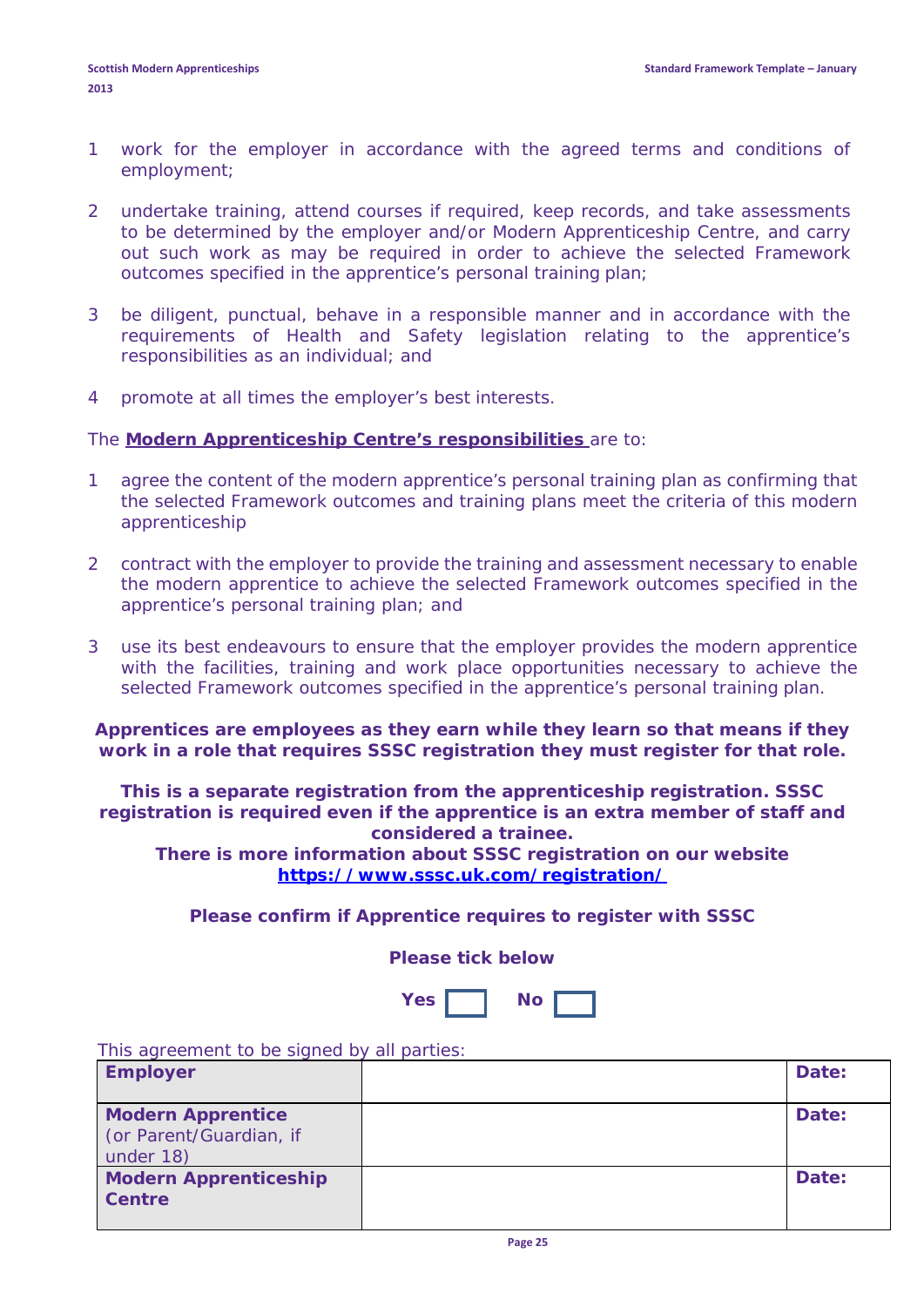1 work for the employer in accordance with the agreed terms and conditions of employment;

2 undertake training, attend courses if required, keep records, and take assessments to be determined by the employer and/or Modern Apprenticeship Centre, and carry out such work as may be required in order to achieve the selected Framework outcomes specified in the apprentice's personal training plan;

3 be diligent, punctual, behave in a responsible manner and in accordance with the requirements of Health and Safety legislation relating to the apprentice's responsibilities as an individual; and

4 promote at all times the employer's best interests.

The **Modern Apprenticeship Centre's responsibilities** are to:

1 agree the content of the modern apprentice's personal training plan as confirming that the selected Framework outcomes and training plans meet the criteria of this modern apprenticeship

2 contract with the employer to provide the training and assessment necessary to enable the modern apprentice to achieve the selected Framework outcomes specified in the apprentice's personal training plan; and

3 use its best endeavours to ensure that the employer provides the modern apprentice with the facilities, training and work place opportunities necessary to achieve the selected Framework outcomes specified in the apprentice's personal training plan.

**Apprentices are employees as they earn while they learn so that means if they work in a role that requires SSSC registration they must register for that role.**

**This is a separate registration from the apprenticeship registration. SSSC registration is required even if the apprentice is an extra member of staff and considered a trainee.**
**There is more information about SSSC registration on our website https://www.sssc.uk.com/registration/**

**Please confirm if Apprentice requires to register with SSSC**

**Please tick below**

**Yes** ☐ **No** ☐

This agreement to be signed by all parties:

| | | |
|---|---|---|
| **Employer** | | **Date:** |
| **Modern Apprentice** (or Parent/Guardian, if under 18) | | **Date:** |
| **Modern Apprenticeship Centre** | | **Date:** |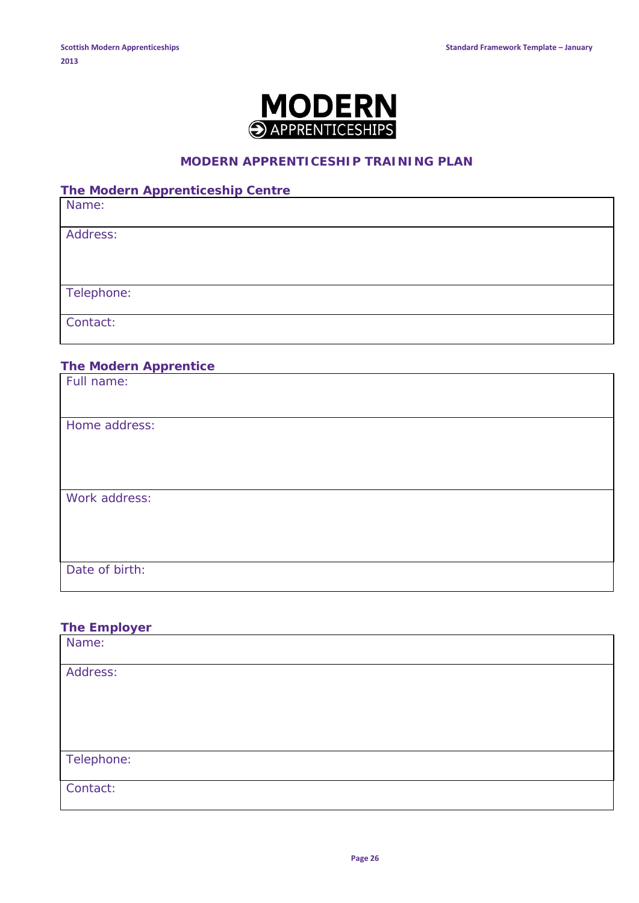MODERN APPRENTICESHIPS

## MODERN APPRENTICESHIP TRAINING PLAN

### The Modern Apprenticeship Centre

| Name: |
| --- |
| Address: |
| Telephone: |
| Contact: |

### The Modern Apprentice

| Full name: |
| --- |
| Home address: |
| Work address: |
| Date of birth: |

### The Employer

| Name: |
| --- |
| Address: |
| Telephone: |
| Contact: |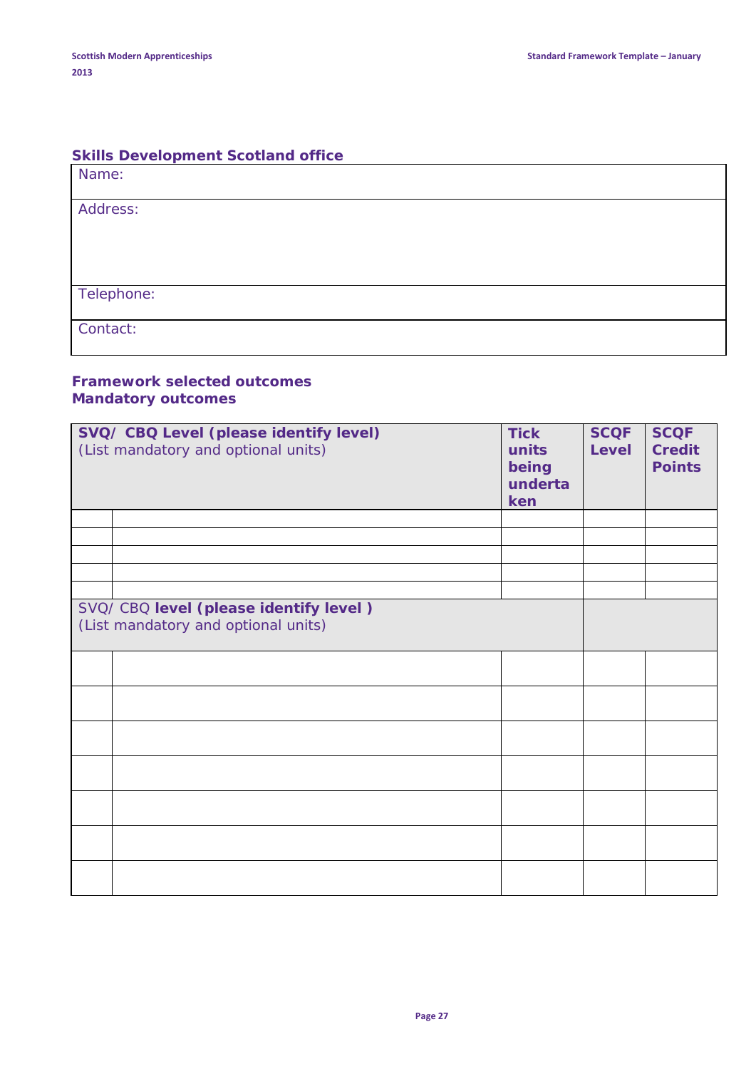## Skills Development Scotland office

| Name: |
|---|
| Address: |
| Telephone: |
| Contact: |

### Framework selected outcomes
### Mandatory outcomes

| **SVQ/ CBQ Level (please identify level)** (List mandatory and optional units) | | **Tick units being undertaken** | **SCQF Level** | **SCQF Credit Points** |
|---|---|---|---|---|
| | | | | |
| | | | | |
| | | | | |
| | | | | |
| | | | | |
| SVQ/ CBQ **level (please identify level )** (List mandatory and optional units) | | | | |
| | | | | |
| | | | | |
| | | | | |
| | | | | |
| | | | | |
| | | | | |
| | | | | |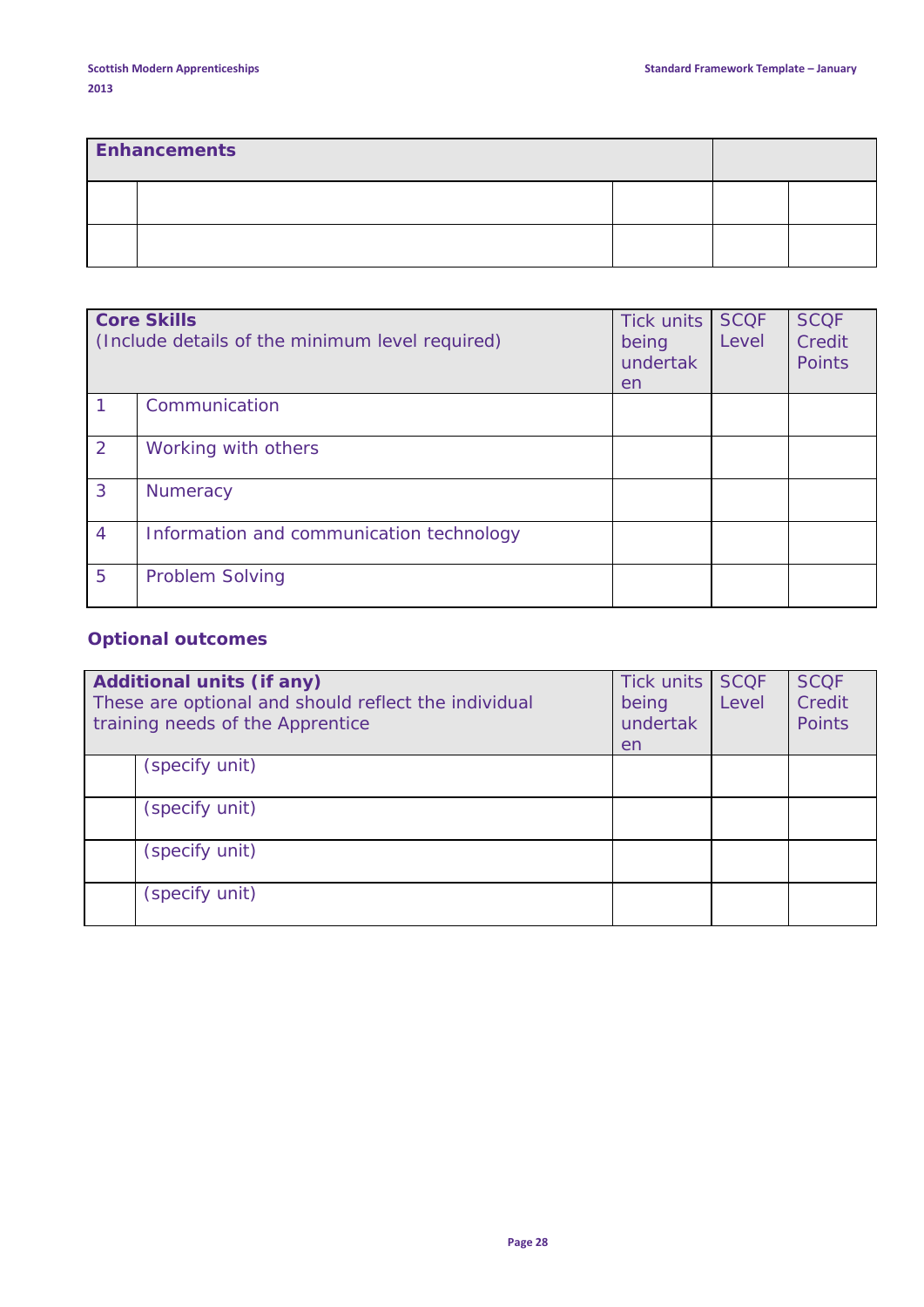| Enhancements | | | | |
|---|---|---|---|---|
| | | | | |
| | | | | |

| Core Skills<br>(Include details of the minimum level required) | | Tick units being undertaken | SCQF Level | SCQF Credit Points |
|---|---|---|---|---|
| 1 | Communication | | | |
| 2 | Working with others | | | |
| 3 | Numeracy | | | |
| 4 | Information and communication technology | | | |
| 5 | Problem Solving | | | |

**Optional outcomes**

| **Additional units (if any)**<br>These are optional and should reflect the individual training needs of the Apprentice | | Tick units being undertaken | SCQF Level | SCQF Credit Points |
|---|---|---|---|---|
| | (specify unit) | | | |
| | (specify unit) | | | |
| | (specify unit) | | | |
| | (specify unit) | | | |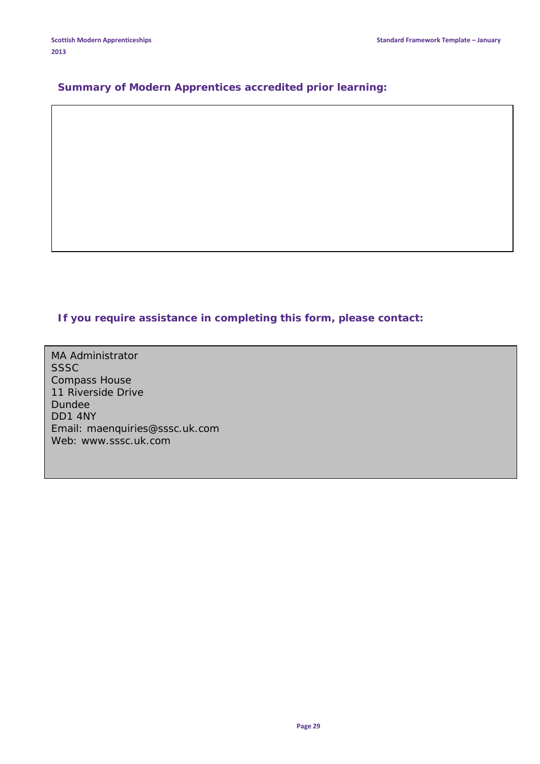**Summary of Modern Apprentices accredited prior learning:**

| |
|---|
| |

**If you require assistance in completing this form, please contact:**

MA Administrator
SSSC
Compass House
11 Riverside Drive
Dundee
DD1 4NY
Email: maenquiries@sssc.uk.com
Web: www.sssc.uk.com